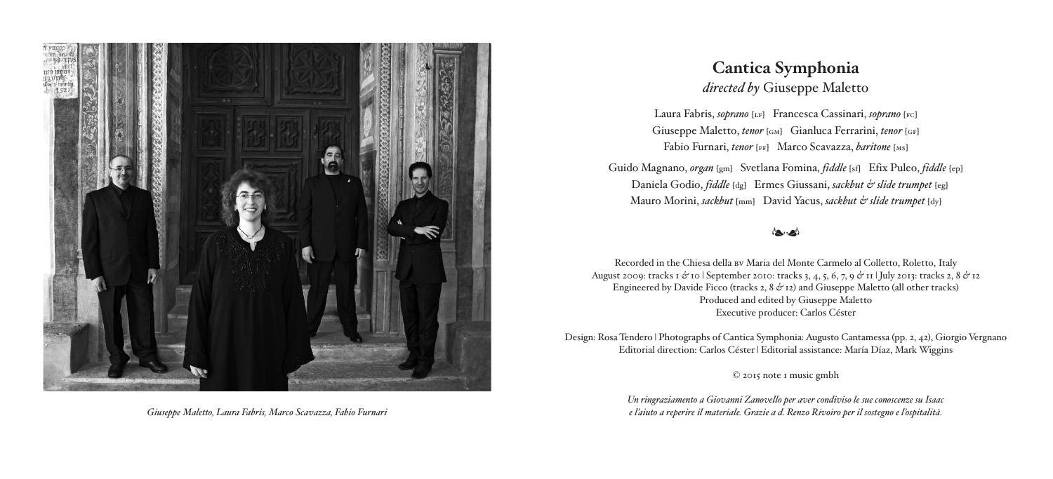*Giuseppe Maletto, Laura Fabris, Marco Scavazza, Fabio Furnari*

# Cantica Symphonia

*directed by* Giuseppe Maletto

Laura Fabris, ***soprano*** [LF] Francesca Cassinari, ***soprano*** [FC]
Giuseppe Maletto, ***tenor*** [GM] Gianluca Ferrarini, ***tenor*** [GF]
Fabio Furnari, ***tenor*** [FF] Marco Scavazza, ***baritone*** [MS]

Guido Magnano, ***organ*** [gm] Svetlana Fomina, ***fiddle*** [sf] Efix Puleo, ***fiddle*** [ep]
Daniela Godio, ***fiddle*** [dg] Ermes Giussani, ***sackbut & slide trumpet*** [eg]
Mauro Morini, ***sackbut*** [mm] David Yacus, ***sackbut & slide trumpet*** [dy]

Recorded in the Chiesa della BV Maria del Monte Carmelo al Colletto, Roletto, Italy
August 2009: tracks 1 & 10 | September 2010: tracks 3, 4, 5, 6, 7, 9 & 11 | July 2013: tracks 2, 8 & 12
Engineered by Davide Ficco (tracks 2, 8 & 12) and Giuseppe Maletto (all other tracks)
Produced and edited by Giuseppe Maletto
Executive producer: Carlos Céster

Design: Rosa Tendero | Photographs of Cantica Symphonia: Augusto Cantamessa (pp. 2, 42), Giorgio Vergnano
Editorial direction: Carlos Céster | Editorial assistance: María Díaz, Mark Wiggins

© 2015 note 1 music gmbh

*Un ringraziamento a Giovanni Zanovello per aver condiviso le sue conoscenze su Isaac e l'aiuto a reperire il materiale. Grazie a d. Renzo Rivoiro per il sostegno e l'ospitalità.*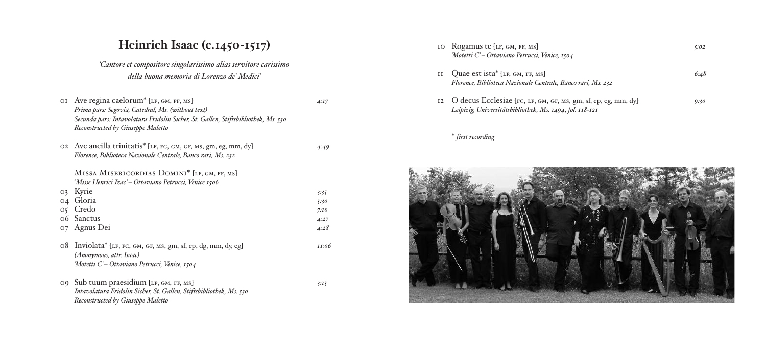# Heinrich Isaac (c.1450-1517)

*'Cantore et compositore singolarissimo alias servitore carissimo della buona memoria di Lorenzo de' Medici'*

01 Ave regina caelorum* [LF, GM, FF, MS] — *4:17*
*Prima pars: Segovia, Catedral, Ms. (without text)*
*Secunda pars: Intavolatura Fridolin Sicher, St. Gallen, Stiftsbibliothek, Ms. 530*
*Reconstructed by Giuseppe Maletto*

02 Ave ancilla trinitatis* [LF, FC, GM, GF, MS, gm, eg, mm, dy] — *4:49*
*Florence, Biblioteca Nazionale Centrale, Banco rari, Ms. 232*

Missa Misericordias Domini* [LF, GM, FF, MS]
*'Misse Henrici Izac' – Ottaviano Petrucci, Venice 1506*

03 Kyrie — *3:35*
04 Gloria — *5:30*
05 Credo — *7:10*
06 Sanctus — *4:27*
07 Agnus Dei — *4:28*

08 Inviolata* [LF, FC, GM, GF, MS, gm, sf, ep, dg, mm, dy, eg] — *11:06*
*(Anonymous, attr. Isaac)*
*'Motetti C' – Ottaviano Petrucci, Venice, 1504*

09 Sub tuum praesidium [LF, GM, FF, MS] — *3:15*
*Intavolatura Fridolin Sicher, St. Gallen, Stiftsbibliothek, Ms. 530*
*Reconstructed by Giuseppe Maletto*

10 Rogamus te [LF, GM, FF, MS] — *5:02*
*'Motetti C' – Ottaviano Petrucci, Venice, 1504*

11 Quae est ista* [LF, GM, FF, MS] — *6:48*
*Florence, Biblioteca Nazionale Centrale, Banco rari, Ms. 232*

12 O decus Ecclesiae [FC, LF, GM, GF, MS, gm, sf, ep, eg, mm, dy] — *9:30*
*Leipzig, Universitätsbibliothek, Ms. 1494, fol. 118-121*

* *first recording*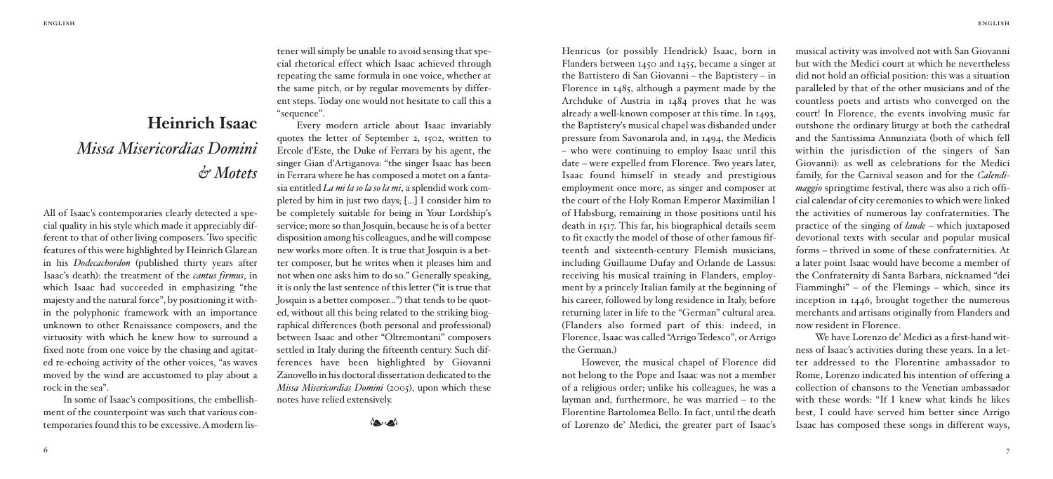# Heinrich Isaac

## *Missa Misericordias Domini & Motets*

All of Isaac's contemporaries clearly detected a special quality in his style which made it appreciably different to that of other living composers. Two specific features of this were highlighted by Heinrich Glarean in his *Dodecachordon* (published thirty years after Isaac's death): the treatment of the *cantus firmus*, in which Isaac had succeeded in emphasizing "the majesty and the natural force", by positioning it within the polyphonic framework with an importance unknown to other Renaissance composers, and the virtuosity with which he knew how to surround a fixed note from one voice by the chasing and agitated re-echoing activity of the other voices, "as waves moved by the wind are accustomed to play about a rock in the sea".

In some of Isaac's compositions, the embellishment of the counterpoint was such that various contemporaries found this to be excessive. A modern listener will simply be unable to avoid sensing that special rhetorical effect which Isaac achieved through repeating the same formula in one voice, whether at the same pitch, or by regular movements by different steps. Today one would not hesitate to call this a "sequence".

Every modern article about Isaac invariably quotes the letter of September 2, 1502, written to Ercole d'Este, the Duke of Ferrara by his agent, the singer Gian d'Artiganova: "the singer Isaac has been in Ferrara where he has composed a motet on a fantasia entitled *La mi la so la so la mi*, a splendid work completed by him in just two days; [...] I consider him to be completely suitable for being in Your Lordship's service; more so than Josquin, because he is of a better disposition among his colleagues, and he will compose new works more often. It is true that Josquin is a better composer, but he writes when it pleases him and not when one asks him to do so." Generally speaking, it is only the last sentence of this letter ("it is true that Josquin is a better composer...") that tends to be quoted, without all this being related to the striking biographical differences (both personal and professional) between Isaac and other "Oltremontani" composers settled in Italy during the fifteenth century. Such differences have been highlighted by Giovanni Zanovello in his doctoral dissertation dedicated to the *Missa Misericordias Domini* (2005), upon which these notes have relied extensively.

Henricus (or possibly Hendrick) Isaac, born in Flanders between 1450 and 1455, became a singer at the Battistero di San Giovanni – the Baptistery – in Florence in 1485, although a payment made by the Archduke of Austria in 1484 proves that he was already a well-known composer at this time. In 1493, the Baptistery's musical chapel was disbanded under pressure from Savonarola and, in 1494, the Medicis – who were continuing to employ Isaac until this date – were expelled from Florence. Two years later, Isaac found himself in steady and prestigious employment once more, as singer and composer at the court of the Holy Roman Emperor Maximilian I of Habsburg, remaining in those positions until his death in 1517. This far, his biographical details seem to fit exactly the model of those of other famous fifteenth and sixteenth-century Flemish musicians, including Guillaume Dufay and Orlande de Lassus: receiving his musical training in Flanders, employment by a princely Italian family at the beginning of his career, followed by long residence in Italy, before returning later in life to the "German" cultural area. (Flanders also formed part of this: indeed, in Florence, Isaac was called "Arrigo Tedesco", or Arrigo the German.)

However, the musical chapel of Florence did not belong to the Pope and Isaac was not a member of a religious order; unlike his colleagues, he was a layman and, furthermore, he was married – to the Florentine Bartolomea Bello. In fact, until the death of Lorenzo de' Medici, the greater part of Isaac's musical activity was involved not with San Giovanni but with the Medici court at which he nevertheless did not hold an official position: this was a situation paralleled by that of the other musicians and of the countless poets and artists who converged on the court! In Florence, the events involving music far outshone the ordinary liturgy at both the cathedral and the Santissima Annunziata (both of which fell within the jurisdiction of the singers of San Giovanni): as well as celebrations for the Medici family, for the Carnival season and for the *Calendimaggio* springtime festival, there was also a rich official calendar of city ceremonies to which were linked the activities of numerous lay confraternities. The practice of the singing of *laude* – which juxtaposed devotional texts with secular and popular musical forms – thrived in some of these confraternities. At a later point Isaac would have become a member of the Confraternity of Santa Barbara, nicknamed "dei Fiamminghi" – of the Flemings – which, since its inception in 1446, brought together the numerous merchants and artisans originally from Flanders and now resident in Florence.

We have Lorenzo de' Medici as a first-hand witness of Isaac's activities during these years. In a letter addressed to the Florentine ambassador to Rome, Lorenzo indicated his intention of offering a collection of chansons to the Venetian ambassador with these words: "If I knew what kinds he likes best, I could have served him better since Arrigo Isaac has composed these songs in different ways,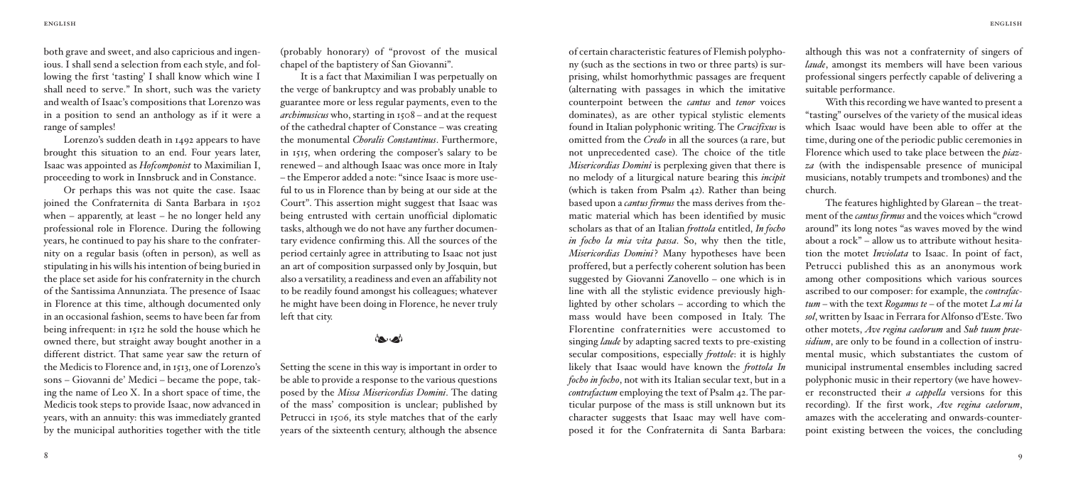both grave and sweet, and also capricious and ingenious. I shall send a selection from each style, and following the first 'tasting' I shall know which wine I shall need to serve." In short, such was the variety and wealth of Isaac's compositions that Lorenzo was in a position to send an anthology as if it were a range of samples!

Lorenzo's sudden death in 1492 appears to have brought this situation to an end. Four years later, Isaac was appointed as *Hofcomponist* to Maximilian I, proceeding to work in Innsbruck and in Constance.

Or perhaps this was not quite the case. Isaac joined the Confraternita di Santa Barbara in 1502 when – apparently, at least – he no longer held any professional role in Florence. During the following years, he continued to pay his share to the confraternity on a regular basis (often in person), as well as stipulating in his wills his intention of being buried in the place set aside for his confraternity in the church of the Santissima Annunziata. The presence of Isaac in Florence at this time, although documented only in an occasional fashion, seems to have been far from being infrequent: in 1512 he sold the house which he owned there, but straight away bought another in a different district. That same year saw the return of the Medicis to Florence and, in 1513, one of Lorenzo's sons – Giovanni de' Medici – became the pope, taking the name of Leo X. In a short space of time, the Medicis took steps to provide Isaac, now advanced in years, with an annuity: this was immediately granted by the municipal authorities together with the title (probably honorary) of "provost of the musical chapel of the baptistery of San Giovanni".

It is a fact that Maximilian I was perpetually on the verge of bankruptcy and was probably unable to guarantee more or less regular payments, even to the *archimusicus* who, starting in 1508 – and at the request of the cathedral chapter of Constance – was creating the monumental *Choralis Constantinus*. Furthermore, in 1515, when ordering the composer's salary to be renewed – and although Isaac was once more in Italy – the Emperor added a note: "since Isaac is more useful to us in Florence than by being at our side at the Court". This assertion might suggest that Isaac was being entrusted with certain unofficial diplomatic tasks, although we do not have any further documentary evidence confirming this. All the sources of the period certainly agree in attributing to Isaac not just an art of composition surpassed only by Josquin, but also a versatility, a readiness and even an affability not to be readily found amongst his colleagues; whatever he might have been doing in Florence, he never truly left that city.

Setting the scene in this way is important in order to be able to provide a response to the various questions posed by the *Missa Misericordias Domini*. The dating of the mass' composition is unclear; published by Petrucci in 1506, its style matches that of the early years of the sixteenth century, although the absence of certain characteristic features of Flemish polyphony (such as the sections in two or three parts) is surprising, whilst homorhythmic passages are frequent (alternating with passages in which the imitative counterpoint between the *cantus* and *tenor* voices dominates), as are other typical stylistic elements found in Italian polyphonic writing. The *Crucifixus* is omitted from the *Credo* in all the sources (a rare, but not unprecedented case). The choice of the title *Misericordias Domini* is perplexing given that there is no melody of a liturgical nature bearing this *incipit* (which is taken from Psalm 42). Rather than being based upon a *cantus firmus* the mass derives from thematic material which has been identified by music scholars as that of an Italian *frottola* entitled, *In focho in focho la mia vita passa*. So, why then the title, *Misericordias Domini*? Many hypotheses have been proffered, but a perfectly coherent solution has been suggested by Giovanni Zanovello – one which is in line with all the stylistic evidence previously highlighted by other scholars – according to which the mass would have been composed in Italy. The Florentine confraternities were accustomed to singing *laude* by adapting sacred texts to pre-existing secular compositions, especially *frottole*: it is highly likely that Isaac would have known the *frottola In focho in focho*, not with its Italian secular text, but in a *contrafactum* employing the text of Psalm 42. The particular purpose of the mass is still unknown but its character suggests that Isaac may well have composed it for the Confraternita di Santa Barbara: although this was not a confraternity of singers of *laude*, amongst its members will have been various professional singers perfectly capable of delivering a suitable performance.

With this recording we have wanted to present a "tasting" ourselves of the variety of the musical ideas which Isaac would have been able to offer at the time, during one of the periodic public ceremonies in Florence which used to take place between the *piazza* (with the indispensable presence of municipal musicians, notably trumpets and trombones) and the church.

The features highlighted by Glarean – the treatment of the *cantus firmus* and the voices which "crowd around" its long notes "as waves moved by the wind about a rock" – allow us to attribute without hesitation the motet *Inviolata* to Isaac. In point of fact, Petrucci published this as an anonymous work among other compositions which various sources ascribed to our composer: for example, the *contrafactum* – with the text *Rogamus te* – of the motet *La mi la sol*, written by Isaac in Ferrara for Alfonso d'Este. Two other motets, *Ave regina caelorum* and *Sub tuum praesidium*, are only to be found in a collection of instrumental music, which substantiates the custom of municipal instrumental ensembles including sacred polyphonic music in their repertory (we have however reconstructed their *a cappella* versions for this recording). If the first work, *Ave regina caelorum*, amazes with the accelerating and onwards-counterpoint existing between the voices, the concluding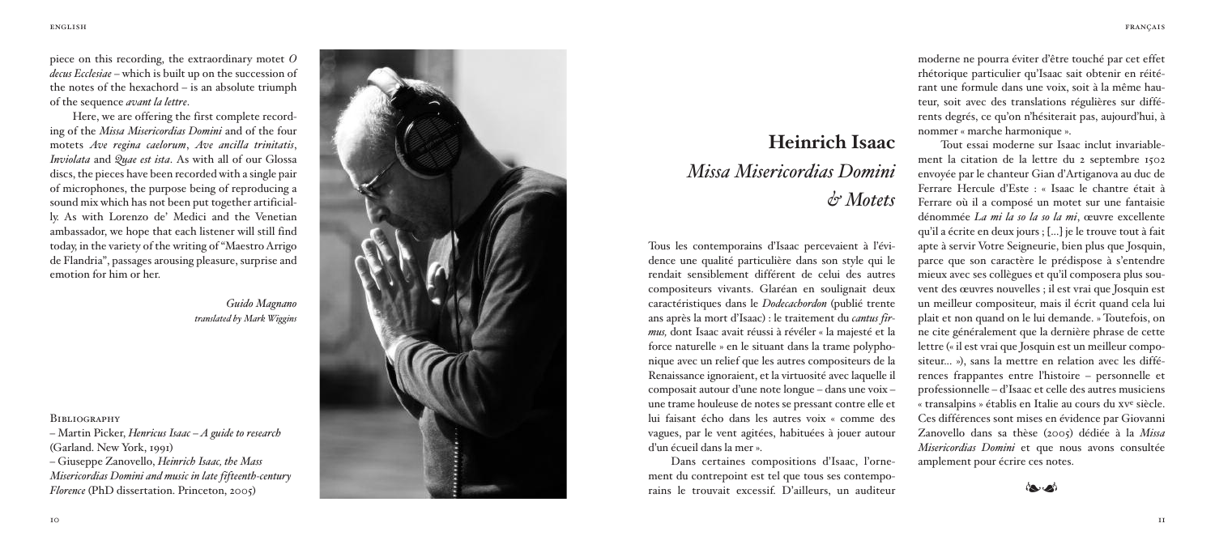piece on this recording, the extraordinary motet *O decus Ecclesiae* – which is built up on the succession of the notes of the hexachord – is an absolute triumph of the sequence *avant la lettre*.

Here, we are offering the first complete recording of the *Missa Misericordias Domini* and of the four motets *Ave regina caelorum*, *Ave ancilla trinitatis*, *Inviolata* and *Quae est ista*. As with all of our Glossa discs, the pieces have been recorded with a single pair of microphones, the purpose being of reproducing a sound mix which has not been put together artificially. As with Lorenzo de' Medici and the Venetian ambassador, we hope that each listener will still find today, in the variety of the writing of "Maestro Arrigo de Flandria", passages arousing pleasure, surprise and emotion for him or her.

*Guido Magnano*
*translated by Mark Wiggins*

Bibliography

– Martin Picker, *Henricus Isaac – A guide to research* (Garland. New York, 1991)
– Giuseppe Zanovello, *Heinrich Isaac, the Mass Misericordias Domini and music in late fifteenth-century Florence* (PhD dissertation. Princeton, 2005)

# Heinrich Isaac
## *Missa Misericordias Domini & Motets*

Tous les contemporains d'Isaac percevaient à l'évidence une qualité particulière dans son style qui le rendait sensiblement différent de celui des autres compositeurs vivants. Glaréan en soulignait deux caractéristiques dans le *Dodecachordon* (publié trente ans après la mort d'Isaac) : le traitement du *cantus firmus*, dont Isaac avait réussi à révéler « la majesté et la force naturelle » en le situant dans la trame polyphonique avec un relief que les autres compositeurs de la Renaissance ignoraient, et la virtuosité avec laquelle il composait autour d'une note longue – dans une voix – une trame houleuse de notes se pressant contre elle et lui faisant écho dans les autres voix « comme des vagues, par le vent agitées, habituées à jouer autour d'un écueil dans la mer ».

Dans certaines compositions d'Isaac, l'ornement du contrepoint est tel que tous ses contemporains le trouvait excessif. D'ailleurs, un auditeur moderne ne pourra éviter d'être touché par cet effet rhétorique particulier qu'Isaac sait obtenir en réitérant une formule dans une voix, soit à la même hauteur, soit avec des translations régulières sur différents degrés, ce qu'on n'hésiterait pas, aujourd'hui, à nommer « marche harmonique ».

Tout essai moderne sur Isaac inclut invariablement la citation de la lettre du 2 septembre 1502 envoyée par le chanteur Gian d'Artiganova au duc de Ferrare Hercule d'Este : « Isaac le chantre était à Ferrare où il a composé un motet sur une fantaisie dénommée *La mi la so la so la mi*, œuvre excellente qu'il a écrite en deux jours ; [...] je le trouve tout à fait apte à servir Votre Seigneurie, bien plus que Josquin, parce que son caractère le prédispose à s'entendre mieux avec ses collègues et qu'il composera plus souvent des œuvres nouvelles ; il est vrai que Josquin est un meilleur compositeur, mais il écrit quand cela lui plait et non quand on le lui demande. » Toutefois, on ne cite généralement que la dernière phrase de cette lettre (« il est vrai que Josquin est un meilleur compositeur... »), sans la mettre en relation avec les différences frappantes entre l'histoire – personnelle et professionnelle – d'Isaac et celle des autres musiciens « transalpins » établis en Italie au cours du XVe siècle. Ces différences sont mises en évidence par Giovanni Zanovello dans sa thèse (2005) dédiée à la *Missa Misericordias Domini* et que nous avons consultée amplement pour écrire ces notes.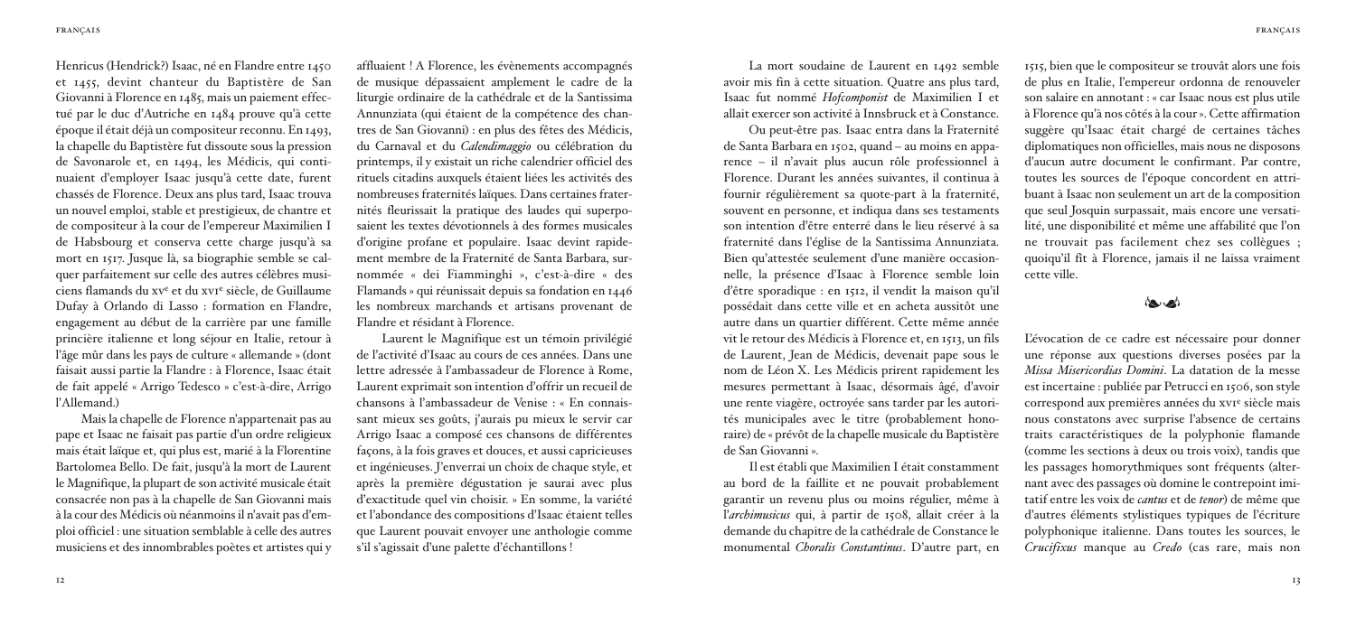Henricus (Hendrick?) Isaac, né en Flandre entre 1450 et 1455, devint chanteur du Baptistère de San Giovanni à Florence en 1485, mais un paiement effectué par le duc d'Autriche en 1484 prouve qu'à cette époque il était déjà un compositeur reconnu. En 1493, la chapelle du Baptistère fut dissoute sous la pression de Savonarole et, en 1494, les Médicis, qui continuaient d'employer Isaac jusqu'à cette date, furent chassés de Florence. Deux ans plus tard, Isaac trouva un nouvel emploi, stable et prestigieux, de chantre et de compositeur à la cour de l'empereur Maximilien I de Habsbourg et conserva cette charge jusqu'à sa mort en 1517. Jusque là, sa biographie semble se calquer parfaitement sur celle des autres célèbres musiciens flamands du xv[e] et du xvi[e] siècle, de Guillaume Dufay à Orlando di Lasso : formation en Flandre, engagement au début de la carrière par une famille princière italienne et long séjour en Italie, retour à l'âge mûr dans les pays de culture « allemande » (dont faisait aussi partie la Flandre : à Florence, Isaac était de fait appelé « Arrigo Tedesco » c'est-à-dire, Arrigo l'Allemand.)

Mais la chapelle de Florence n'appartenait pas au pape et Isaac ne faisait pas partie d'un ordre religieux mais était laïque et, qui plus est, marié à la Florentine Bartolomea Bello. De fait, jusqu'à la mort de Laurent le Magnifique, la plupart de son activité musicale était consacrée non pas à la chapelle de San Giovanni mais à la cour des Médicis où néanmoins il n'avait pas d'emploi officiel : une situation semblable à celle des autres musiciens et des innombrables poètes et artistes qui y affluaient ! A Florence, les évènements accompagnés de musique dépassaient amplement le cadre de la liturgie ordinaire de la cathédrale et de la Santissima Annunziata (qui étaient de la compétence des chantres de San Giovanni) : en plus des fêtes des Médicis, du Carnaval et du *Calendimaggio* ou célébration du printemps, il y existait un riche calendrier officiel des rituels citadins auxquels étaient liées les activités des nombreuses fraternités laïques. Dans certaines fraternités fleurissait la pratique des laudes qui superposaient les textes dévotionnels à des formes musicales d'origine profane et populaire. Isaac devint rapidement membre de la Fraternité de Santa Barbara, surnommée « dei Fiamminghi », c'est-à-dire « des Flamands » qui réunissait depuis sa fondation en 1446 les nombreux marchands et artisans provenant de Flandre et résidant à Florence.

Laurent le Magnifique est un témoin privilégié de l'activité d'Isaac au cours de ces années. Dans une lettre adressée à l'ambassadeur de Florence à Rome, Laurent exprimait son intention d'offrir un recueil de chansons à l'ambassadeur de Venise : « En connaissant mieux ses goûts, j'aurais pu mieux le servir car Arrigo Isaac a composé ces chansons de différentes façons, à la fois graves et douces, et aussi capricieuses et ingénieuses. J'enverrai un choix de chaque style, et après la première dégustation je saurai avec plus d'exactitude quel vin choisir. » En somme, la variété et l'abondance des compositions d'Isaac étaient telles que Laurent pouvait envoyer une anthologie comme s'il s'agissait d'une palette d'échantillons !

La mort soudaine de Laurent en 1492 semble avoir mis fin à cette situation. Quatre ans plus tard, Isaac fut nommé *Hofcomponist* de Maximilien I et allait exercer son activité à Innsbruck et à Constance.

Ou peut-être pas. Isaac entra dans la Fraternité de Santa Barbara en 1502, quand – au moins en apparence – il n'avait plus aucun rôle professionnel à Florence. Durant les années suivantes, il continua à fournir régulièrement sa quote-part à la fraternité, souvent en personne, et indiqua dans ses testaments son intention d'être enterré dans le lieu réservé à sa fraternité dans l'église de la Santissima Annunziata. Bien qu'attestée seulement d'une manière occasionnelle, la présence d'Isaac à Florence semble loin d'être sporadique : en 1512, il vendit la maison qu'il possédait dans cette ville et en acheta aussitôt une autre dans un quartier différent. Cette même année vit le retour des Médicis à Florence et, en 1513, un fils de Laurent, Jean de Médicis, devenait pape sous le nom de Léon X. Les Médicis prirent rapidement les mesures permettant à Isaac, désormais âgé, d'avoir une rente viagère, octroyée sans tarder par les autorités municipales avec le titre (probablement honoraire) de « prévôt de la chapelle musicale du Baptistère de San Giovanni ».

Il est établi que Maximilien I était constamment au bord de la faillite et ne pouvait probablement garantir un revenu plus ou moins régulier, même à l'*archimusicus* qui, à partir de 1508, allait créer à la demande du chapitre de la cathédrale de Constance le monumental *Choralis Constantinus*. D'autre part, en 1515, bien que le compositeur se trouvât alors une fois de plus en Italie, l'empereur ordonna de renouveler son salaire en annotant : « car Isaac nous est plus utile à Florence qu'à nos côtés à la cour ». Cette affirmation suggère qu'Isaac était chargé de certaines tâches diplomatiques non officielles, mais nous ne disposons d'aucun autre document le confirmant. Par contre, toutes les sources de l'époque concordent en attribuant à Isaac non seulement un art de la composition que seul Josquin surpassait, mais encore une versatilité, une disponibilité et même une affabilité que l'on ne trouvait pas facilement chez ses collègues ; quoiqu'il fît à Florence, jamais il ne laissa vraiment cette ville.

L'évocation de ce cadre est nécessaire pour donner une réponse aux questions diverses posées par la *Missa Misericordias Domini*. La datation de la messe est incertaine : publiée par Petrucci en 1506, son style correspond aux premières années du xvi[e] siècle mais nous constatons avec surprise l'absence de certains traits caractéristiques de la polyphonie flamande (comme les sections à deux ou trois voix), tandis que les passages homorythmiques sont fréquents (alternant avec des passages où domine le contrepoint imitatif entre les voix de *cantus* et de *tenor*) de même que d'autres éléments stylistiques typiques de l'écriture polyphonique italienne. Dans toutes les sources, le *Crucifixus* manque au *Credo* (cas rare, mais non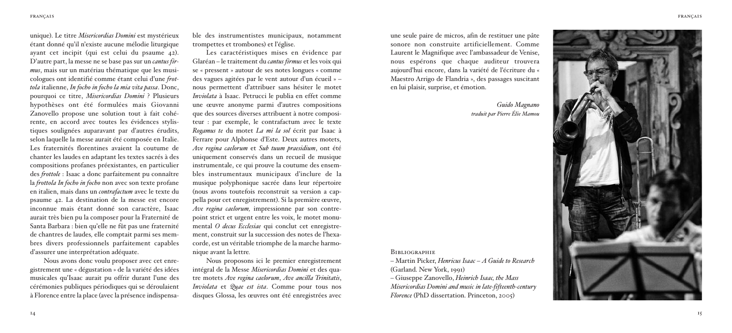unique). Le titre *Misericordias Domini* est mystérieux étant donné qu'il n'existe aucune mélodie liturgique ayant cet incipit (qui est celui du psaume 42). D'autre part, la messe ne se base pas sur un *cantus firmus*, mais sur un matériau thématique que les musicologues ont identifié comme étant celui d'une *frottola* italienne, *In focho in focho la mia vita passa*. Donc, pourquoi ce titre, *Misericordias Domini* ? Plusieurs hypothèses ont été formulées mais Giovanni Zanovello propose une solution tout à fait cohérente, en accord avec toutes les évidences stylistiques soulignées auparavant par d'autres érudits, selon laquelle la messe aurait été composée en Italie. Les fraternités florentines avaient la coutume de chanter les laudes en adaptant les textes sacrés à des compositions profanes préexistantes, en particulier des *frottole* : Isaac a donc parfaitement pu connaître la *frottola In focho in focho* non avec son texte profane en italien, mais dans un *contrafactum* avec le texte du psaume 42. La destination de la messe est encore inconnue mais étant donné son caractère, Isaac aurait très bien pu la composer pour la Fraternité de Santa Barbara : bien qu'elle ne fût pas une fraternité de chantres de laudes, elle comptait parmi ses membres divers professionnels parfaitement capables d'assurer une interprétation adéquate.

Nous avons donc voulu proposer avec cet enregistrement une « dégustation » de la variété des idées musicales qu'Isaac aurait pu offrir durant l'une des cérémonies publiques périodiques qui se déroulaient à Florence entre la place (avec la présence indispensable des instrumentistes municipaux, notamment trompettes et trombones) et l'église.

Les caractéristiques mises en évidence par Glaréan – le traitement du *cantus firmus* et les voix qui se « pressent » autour de ses notes longues « comme des vagues agitées par le vent autour d'un écueil » – nous permettent d'attribuer sans hésiter le motet *Inviolata* à Isaac. Petrucci le publia en effet comme une œuvre anonyme parmi d'autres compositions que des sources diverses attribuent à notre compositeur : par exemple, le contrafactum avec le texte *Rogamus te* du motet *La mi la sol* écrit par Isaac à Ferrare pour Alphonse d'Este. Deux autres motets, *Ave regina caelorum* et *Sub tuum praesidium*, ont été uniquement conservés dans un recueil de musique instrumentale, ce qui prouve la coutume des ensembles instrumentaux municipaux d'inclure de la musique polyphonique sacrée dans leur répertoire (nous avons toutefois reconstruit sa version a cappella pour cet enregistrement). Si la première œuvre, *Ave regina caelorum,* impressionne par son contrepoint strict et urgent entre les voix, le motet monumental *O decus Ecclesiae* qui conclut cet enregistrement, construit sur la succession des notes de l'hexacorde, est un véritable triomphe de la marche harmonique avant la lettre*.*

Nous proposons ici le premier enregistrement intégral de la Messe *Misericordias Domini* et des quatre motets *Ave regina caelorum*, *Ave ancilla Trinitatis*, *Inviolata* et *Quae est ista*. Comme pour tous nos disques Glossa, les œuvres ont été enregistrées avec une seule paire de micros, afin de restituer une pâte sonore non construite artificiellement. Comme Laurent le Magnifique avec l'ambassadeur de Venise, nous espérons que chaque auditeur trouvera aujourd'hui encore, dans la variété de l'écriture du « Maestro Arrigo de Flandria », des passages suscitant en lui plaisir, surprise, et émotion.

*Guido Magnano*
*traduit par Pierre Élie Mamou*

Bibliographie

– Martin Picker, *Henricus Isaac – A Guide to Research* (Garland. New York, 1991)
– Giuseppe Zanovello, *Heinrich Isaac, the Mass Misericordias Domini and music in late-fifteenth-century Florence* (PhD dissertation. Princeton, 2005)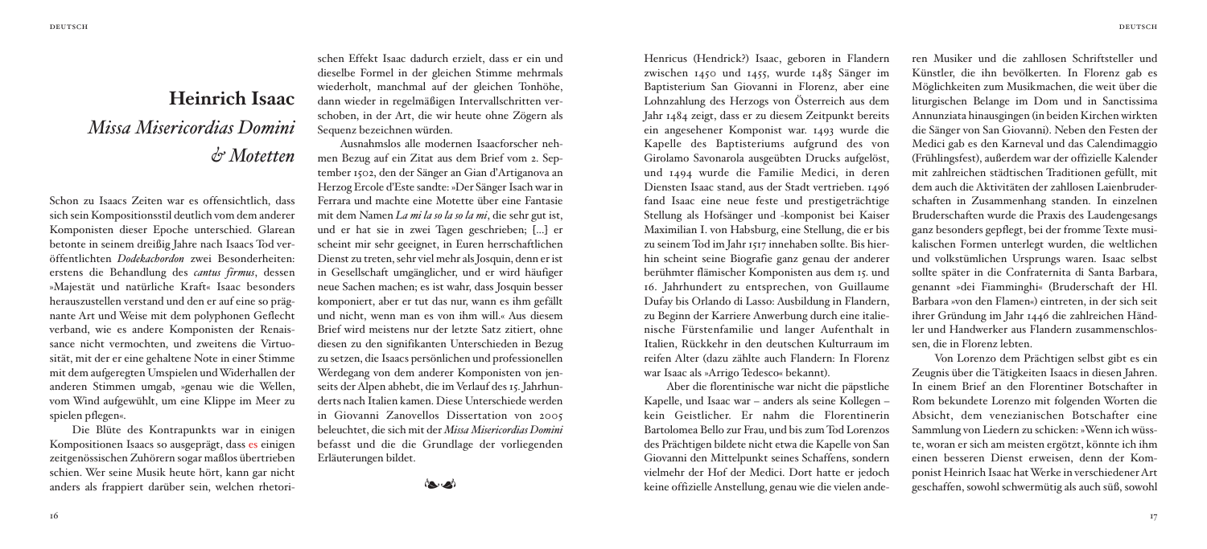# Heinrich Isaac

## *Missa Misericordias Domini & Motetten*

Schon zu Isaacs Zeiten war es offensichtlich, dass sich sein Kompositionsstil deutlich vom dem anderer Komponisten dieser Epoche unterschied. Glarean betonte in seinem dreißig Jahre nach Isaacs Tod veröffentlichten *Dodekachordon* zwei Besonderheiten: erstens die Behandlung des *cantus firmus*, dessen »Majestät und natürliche Kraft« Isaac besonders herauszustellen verstand und den er auf eine so prägnante Art und Weise mit dem polyphonen Geflecht verband, wie es andere Komponisten der Renaissance nicht vermochten, und zweitens die Virtuosität, mit der er eine gehaltene Note in einer Stimme mit dem aufgeregten Umspielen und Widerhallen der anderen Stimmen umgab, »genau wie die Wellen, vom Wind aufgewühlt, um eine Klippe im Meer zu spielen pflegen«.

Die Blüte des Kontrapunkts war in einigen Kompositionen Isaacs so ausgeprägt, dass es einigen zeitgenössischen Zuhörern sogar maßlos übertrieben schien. Wer seine Musik heute hört, kann gar nicht anders als frappiert darüber sein, welchen rhetorischen Effekt Isaac dadurch erzielt, dass er ein und dieselbe Formel in der gleichen Stimme mehrmals wiederholt, manchmal auf der gleichen Tonhöhe, dann wieder in regelmäßigen Intervallschritten verschoben, in der Art, die wir heute ohne Zögern als Sequenz bezeichnen würden.

Ausnahmslos alle modernen Isaacforscher nehmen Bezug auf ein Zitat aus dem Brief vom 2. September 1502, den der Sänger an Gian d'Artiganova an Herzog Ercole d'Este sandte: »Der Sänger Isach war in Ferrara und machte eine Motette über eine Fantasie mit dem Namen *La mi la so la so la mi*, die sehr gut ist, und er hat sie in zwei Tagen geschrieben; [...] er scheint mir sehr geeignet, in Euren herrschaftlichen Dienst zu treten, sehr viel mehr als Josquin, denn er ist in Gesellschaft umgänglicher, und er wird häufiger neue Sachen machen; es ist wahr, dass Josquin besser komponiert, aber er tut das nur, wann es ihm gefällt und nicht, wenn man es von ihm will.« Aus diesem Brief wird meistens nur der letzte Satz zitiert, ohne diesen zu den signifikanten Unterschieden in Bezug zu setzen, die Isaacs persönlichen und professionellen Werdegang von dem anderer Komponisten von jenseits der Alpen abhebt, die im Verlauf des 15. Jahrhunderts nach Italien kamen. Diese Unterschiede werden in Giovanni Zanovellos Dissertation von 2005 beleuchtet, die sich mit der *Missa Misericordias Domini* befasst und die die Grundlage der vorliegenden Erläuterungen bildet.

Henricus (Hendrick?) Isaac, geboren in Flandern zwischen 1450 und 1455, wurde 1485 Sänger im Baptisterium San Giovanni in Florenz, aber eine Lohnzahlung des Herzogs von Österreich aus dem Jahr 1484 zeigt, dass er zu diesem Zeitpunkt bereits ein angesehener Komponist war. 1493 wurde die Kapelle des Baptisteriums aufgrund des von Girolamo Savonarola ausgeübten Drucks aufgelöst, und 1494 wurde die Familie Medici, in deren Diensten Isaac stand, aus der Stadt vertrieben. 1496 fand Isaac eine neue feste und prestigeträchtige Stellung als Hofsänger und -komponist bei Kaiser Maximilian I. von Habsburg, eine Stellung, die er bis zu seinem Tod im Jahr 1517 innehaben sollte. Bis hierhin scheint seine Biografie ganz genau der anderer berühmter flämischer Komponisten aus dem 15. und 16. Jahrhundert zu entsprechen, von Guillaume Dufay bis Orlando di Lasso: Ausbildung in Flandern, zu Beginn der Karriere Anwerbung durch eine italienische Fürstenfamilie und langer Aufenthalt in Italien, Rückkehr in den deutschen Kulturraum im reifen Alter (dazu zählte auch Flandern: In Florenz war Isaac als »Arrigo Tedesco« bekannt).

Aber die florentinische war nicht die päpstliche Kapelle, und Isaac war – anders als seine Kollegen – kein Geistlicher. Er nahm die Florentinerin Bartolomea Bello zur Frau, und bis zum Tod Lorenzos des Prächtigen bildete nicht etwa die Kapelle von San Giovanni den Mittelpunkt seines Schaffens, sondern vielmehr der Hof der Medici. Dort hatte er jedoch keine offizielle Anstellung, genau wie die vielen anderen Musiker und die zahllosen Schriftsteller und Künstler, die ihn bevölkerten. In Florenz gab es Möglichkeiten zum Musikmachen, die weit über die liturgischen Belange im Dom und in Sanctissima Annunziata hinausgingen (in beiden Kirchen wirkten die Sänger von San Giovanni). Neben den Festen der Medici gab es den Karneval und das Calendimaggio (Frühlingsfest), außerdem war der offizielle Kalender mit zahlreichen städtischen Traditionen gefüllt, mit dem auch die Aktivitäten der zahllosen Laienbruderschaften in Zusammenhang standen. In einzelnen Bruderschaften wurde die Praxis des Laudengesangs ganz besonders gepflegt, bei der fromme Texte musikalischen Formen unterlegt wurden, die weltlichen und volkstümlichen Ursprungs waren. Isaac selbst sollte später in die Confraternita di Santa Barbara, genannt »dei Fiamminghi« (Bruderschaft der Hl. Barbara »von den Flamen«) eintreten, in der sich seit ihrer Gründung im Jahr 1446 die zahlreichen Händler und Handwerker aus Flandern zusammenschlossen, die in Florenz lebten.

Von Lorenzo dem Prächtigen selbst gibt es ein Zeugnis über die Tätigkeiten Isaacs in diesen Jahren. In einem Brief an den Florentiner Botschafter in Rom bekundete Lorenzo mit folgenden Worten die Absicht, dem venezianischen Botschafter eine Sammlung von Liedern zu schicken: »Wenn ich wüsste, woran er sich am meisten ergötzt, könnte ich ihm einen besseren Dienst erweisen, denn der Komponist Heinrich Isaac hat Werke in verschiedener Art geschaffen, sowohl schwermütig als auch süß, sowohl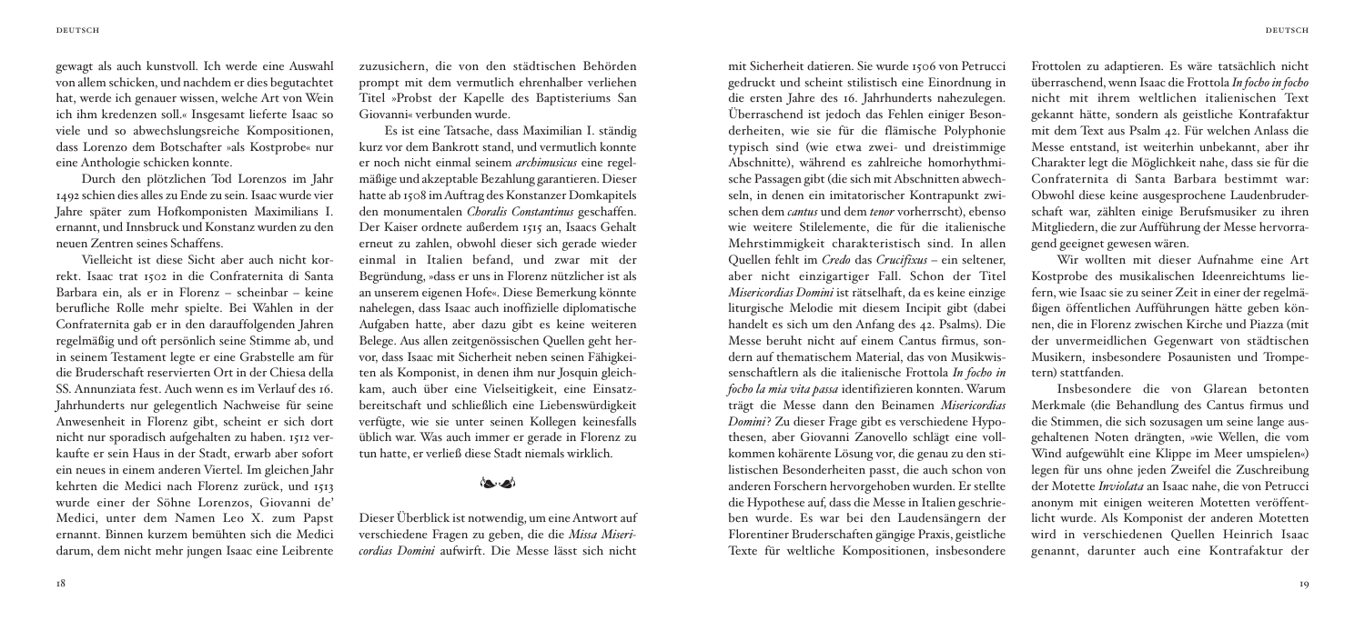gewagt als auch kunstvoll. Ich werde eine Auswahl von allem schicken, und nachdem er dies begutachtet hat, werde ich genauer wissen, welche Art von Wein ich ihm kredenzen soll.« Insgesamt lieferte Isaac so viele und so abwechslungsreiche Kompositionen, dass Lorenzo dem Botschafter »als Kostprobe« nur eine Anthologie schicken konnte.

Durch den plötzlichen Tod Lorenzos im Jahr 1492 schien dies alles zu Ende zu sein. Isaac wurde vier Jahre später zum Hofkomponisten Maximilians I. ernannt, und Innsbruck und Konstanz wurden zu den neuen Zentren seines Schaffens.

Vielleicht ist diese Sicht aber auch nicht korrekt. Isaac trat 1502 in die Confraternita di Santa Barbara ein, als er in Florenz – scheinbar – keine berufliche Rolle mehr spielte. Bei Wahlen in der Confraternita gab er in den darauffolgenden Jahren regelmäßig und oft persönlich seine Stimme ab, und in seinem Testament legte er eine Grabstelle am für die Bruderschaft reservierten Ort in der Chiesa della SS. Annunziata fest. Auch wenn es im Verlauf des 16. Jahrhunderts nur gelegentlich Nachweise für seine Anwesenheit in Florenz gibt, scheint er sich dort nicht nur sporadisch aufgehalten zu haben. 1512 verkaufte er sein Haus in der Stadt, erwarb aber sofort ein neues in einem anderen Viertel. Im gleichen Jahr kehrten die Medici nach Florenz zurück, und 1513 wurde einer der Söhne Lorenzos, Giovanni de' Medici, unter dem Namen Leo X. zum Papst ernannt. Binnen kurzem bemühten sich die Medici darum, dem nicht mehr jungen Isaac eine Leibrente zuzusichern, die von den städtischen Behörden prompt mit dem vermutlich ehrenhalber verliehenen Titel »Probst der Kapelle des Baptisteriums San Giovanni« verbunden wurde.

Es ist eine Tatsache, dass Maximilian I. ständig kurz vor dem Bankrott stand, und vermutlich konnte er noch nicht einmal seinem *archimusicus* eine regelmäßige und akzeptable Bezahlung garantieren. Dieser hatte ab 1508 im Auftrag des Konstanzer Domkapitels den monumentalen *Choralis Constantinus* geschaffen. Der Kaiser ordnete außerdem 1515 an, Isaacs Gehalt erneut zu zahlen, obwohl dieser sich gerade wieder einmal in Italien befand, und zwar mit der Begründung, »dass er uns in Florenz nützlicher ist als an unserem eigenen Hofe«. Diese Bemerkung könnte nahelegen, dass Isaac auch inoffizielle diplomatische Aufgaben hatte, aber dazu gibt es keine weiteren Belege. Aus allen zeitgenössischen Quellen geht hervor, dass Isaac mit Sicherheit neben seinen Fähigkeiten als Komponist, in denen ihm nur Josquin gleichkam, auch über eine Vielseitigkeit, eine Einsatzbereitschaft und schließlich eine Liebenswürdigkeit verfügte, wie sie unter seinen Kollegen keinesfalls üblich war. Was auch immer er gerade in Florenz zu tun hatte, er verließ diese Stadt niemals wirklich.

Dieser Überblick ist notwendig, um eine Antwort auf verschiedene Fragen zu geben, die die *Missa Misericordias Domini* aufwirft. Die Messe lässt sich nicht mit Sicherheit datieren. Sie wurde 1506 von Petrucci gedruckt und scheint stilistisch eine Einordnung in die ersten Jahre des 16. Jahrhunderts nahezulegen. Überraschend ist jedoch das Fehlen einiger Besonderheiten, wie sie für die flämische Polyphonie typisch sind (wie etwa zwei- und dreistimmige Abschnitte), während es zahlreiche homorhythmische Passagen gibt (die sich mit Abschnitten abwechseln, in denen ein imitatorischer Kontrapunkt zwischen dem *cantus* und dem *tenor* vorherrscht), ebenso wie weitere Stilelemente, die für die italienische Mehrstimmigkeit charakteristisch sind. In allen Quellen fehlt im *Credo* das *Crucifixus* – ein seltener, aber nicht einzigartiger Fall. Schon der Titel *Misericordias Domini* ist rätselhaft, da es keine einzige liturgische Melodie mit diesem Incipit gibt (dabei handelt es sich um den Anfang des 42. Psalms). Die Messe beruht nicht auf einem Cantus firmus, sondern auf thematischem Material, das von Musikwissenschaftlern als die italienische Frottola *In focho in focho la mia vita passa* identifizieren konnten. Warum trägt die Messe dann den Beinamen *Misericordias Domini*? Zu dieser Frage gibt es verschiedene Hypothesen, aber Giovanni Zanovello schlägt eine vollkommen kohärente Lösung vor, die genau zu den stilistischen Besonderheiten passt, die auch schon von anderen Forschern hervorgehoben wurden. Er stellte die Hypothese auf, dass die Messe in Italien geschrieben wurde. Es war bei den Laudensängern der Florentiner Bruderschaften gängige Praxis, geistliche Texte für weltliche Kompositionen, insbesondere Frottolen zu adaptieren. Es wäre tatsächlich nicht überraschend, wenn Isaac die Frottola *In focho in focho* nicht mit ihrem weltlichen italienischen Text gekannt hätte, sondern als geistliche Kontrafaktur mit dem Text aus Psalm 42. Für welchen Anlass die Messe entstand, ist weiterhin unbekannt, aber ihr Charakter legt die Möglichkeit nahe, dass sie für die Confraternita di Santa Barbara bestimmt war: Obwohl diese keine ausgesprochene Laudenbruderschaft war, zählten einige Berufsmusiker zu ihren Mitgliedern, die zur Aufführung der Messe hervorragend geeignet gewesen wären.

Wir wollten mit dieser Aufnahme eine Art Kostprobe des musikalischen Ideenreichtums liefern, wie Isaac sie zu seiner Zeit in einer der regelmäßigen öffentlichen Aufführungen hätte geben können, die in Florenz zwischen Kirche und Piazza (mit der unvermeidlichen Gegenwart von städtischen Musikern, insbesondere Posaunisten und Trompetern) stattfanden.

Insbesondere die von Glarean betonten Merkmale (die Behandlung des Cantus firmus und die Stimmen, die sich sozusagen um seine lange ausgehaltenen Noten drängten, »wie Wellen, die vom Wind aufgewühlt eine Klippe im Meer umspielen«) legen für uns ohne jeden Zweifel die Zuschreibung der Motette *Inviolata* an Isaac nahe, die von Petrucci anonym mit einigen weiteren Motetten veröffentlicht wurde. Als Komponist der anderen Motetten wird in verschiedenen Quellen Heinrich Isaac genannt, darunter auch eine Kontrafaktur der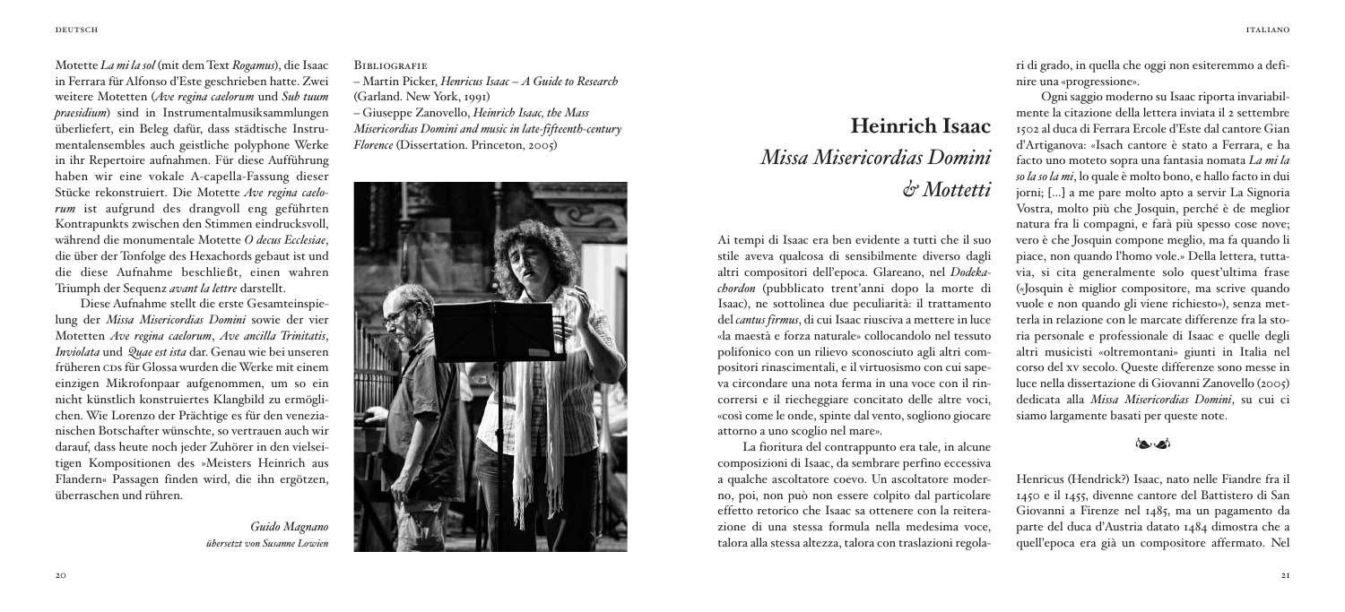Motette *La mi la sol* (mit dem Text *Rogamus*), die Isaac in Ferrara für Alfonso d'Este geschrieben hatte. Zwei weitere Motetten (*Ave regina caelorum* und *Sub tuum praesidium*) sind in Instrumentalmusiksammlungen überliefert, ein Beleg dafür, dass städtische Instrumentalensembles auch geistliche polyphone Werke in ihr Repertoire aufnahmen. Für diese Aufführung haben wir eine vokale A-capella-Fassung dieser Stücke rekonstruiert. Die Motette *Ave regina caelorum* ist aufgrund des drangvoll eng geführten Kontrapunkts zwischen den Stimmen eindrucksvoll, während die monumentale Motette *O decus Ecclesiae*, die über der Tonfolge des Hexachords gebaut ist und die diese Aufnahme beschließt, einen wahren Triumph der Sequenz *avant la lettre* darstellt.

Diese Aufnahme stellt die erste Gesamteinspielung der *Missa Misericordias Domini* sowie der vier Motetten *Ave regina caelorum*, *Ave ancilla Trinitatis*, *Inviolata* und *Quae est ista* dar. Genau wie bei unseren früheren CDs für Glossa wurden die Werke mit einem einzigen Mikrofonpaar aufgenommen, um so ein nicht künstlich konstruiertes Klangbild zu ermöglichen. Wie Lorenzo der Prächtige es für den venezianischen Botschafter wünschte, so vertrauen auch wir darauf, dass heute noch jeder Zuhörer in den vielseitigen Kompositionen des »Meisters Heinrich aus Flandern« Passagen finden wird, die ihn ergötzen, überraschen und rühren.

*Guido Magnano*
*übersetzt von Susanne Lowien*

Bibliografie

– Martin Picker, *Henricus Isaac – A Guide to Research* (Garland. New York, 1991)
– Giuseppe Zanovello, *Heinrich Isaac, the Mass Misericordias Domini and music in late-fifteenth-century Florence* (Dissertation. Princeton, 2005)

# Heinrich Isaac
## *Missa Misericordias Domini & Mottetti*

Ai tempi di Isaac era ben evidente a tutti che il suo stile aveva qualcosa di sensibilmente diverso dagli altri compositori dell'epoca. Glareano, nel *Dodekachordon* (pubblicato trent'anni dopo la morte di Isaac), ne sottolinea due peculiarità: il trattamento del *cantus firmus*, di cui Isaac riusciva a mettere in luce «la maestà e forza naturale» collocandolo nel tessuto polifonico con un rilievo sconosciuto agli altri compositori rinascimentali, e il virtuosismo con cui sapeva circondare una nota ferma in una voce con il rincorrersi e il riecheggiare concitato delle altre voci, «così come le onde, spinte dal vento, sogliono giocare attorno a uno scoglio nel mare».

La fioritura del contrappunto era tale, in alcune composizioni di Isaac, da sembrare perfino eccessiva a qualche ascoltatore coevo. Un ascoltatore moderno, poi, non può non essere colpito dal particolare effetto retorico che Isaac sa ottenere con la reiterazione di una stessa formula nella medesima voce, talora alla stessa altezza, talora con traslazioni regolari di grado, in quella che oggi non esiteremmo a definire una «progressione».

Ogni saggio moderno su Isaac riporta invariabilmente la citazione della lettera inviata il 2 settembre 1502 al duca di Ferrara Ercole d'Este dal cantore Gian d'Artiganova: «Isach cantore è stato a Ferrara, e ha facto uno moteto sopra una fantasia nomata *La mi la so la so la mi*, lo quale è molto bono, e hallo facto in dui jorni; [...] a me pare molto apto a servir La Signoria Vostra, molto più che Josquin, perché è de meglior natura fra li compagni, e farà più spesso cose nove; vero è che Josquin compone meglio, ma fa quando li piace, non quando l'homo vole.» Della lettera, tuttavia, si cita generalmente solo quest'ultima frase («Josquin è miglior compositore, ma scrive quando vuole e non quando gli viene richiesto»), senza metterla in relazione con le marcate differenze fra la storia personale e professionale di Isaac e quelle degli altri musicisti «oltremontani» giunti in Italia nel corso del XV secolo. Queste differenze sono messe in luce nella dissertazione di Giovanni Zanovello (2005) dedicata alla *Missa Misericordias Domini*, su cui ci siamo largamente basati per queste note.

Henricus (Hendrick?) Isaac, nato nelle Fiandre fra il 1450 e il 1455, divenne cantore del Battistero di San Giovanni a Firenze nel 1485, ma un pagamento da parte del duca d'Austria datato 1484 dimostra che a quell'epoca era già un compositore affermato. Nel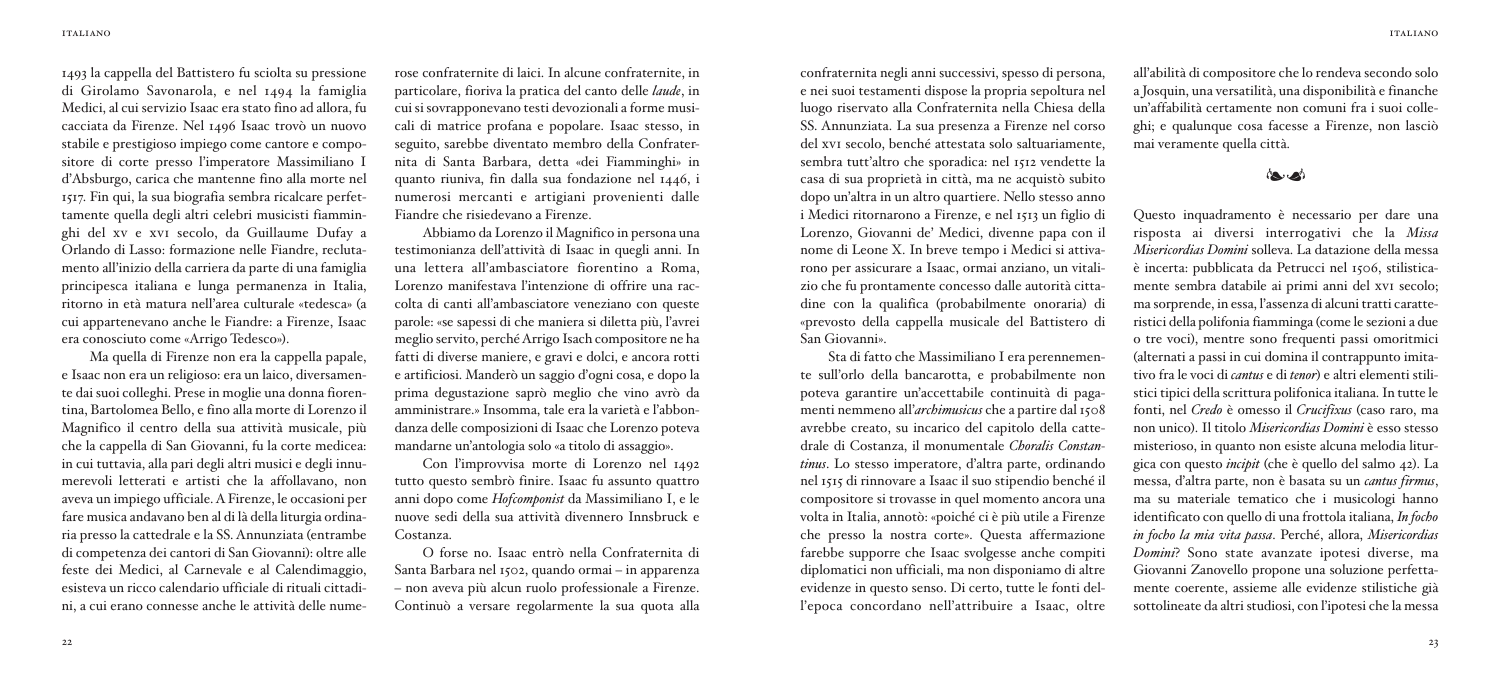1493 la cappella del Battistero fu sciolta su pressione di Girolamo Savonarola, e nel 1494 la famiglia Medici, al cui servizio Isaac era stato fino ad allora, fu cacciata da Firenze. Nel 1496 Isaac trovò un nuovo stabile e prestigioso impiego come cantore e compositore di corte presso l'imperatore Massimiliano I d'Asburgo, carica che mantenne fino alla morte nel 1517. Fin qui, la sua biografia sembra ricalcare perfettamente quella degli altri celebri musicisti fiamminghi del XV e XVI secolo, da Guillaume Dufay a Orlando di Lasso: formazione nelle Fiandre, reclutamento all'inizio della carriera da parte di una famiglia principesca italiana e lunga permanenza in Italia, ritorno in età matura nell'area culturale «tedesca» (a cui appartenevano anche le Fiandre: a Firenze, Isaac era conosciuto come «Arrigo Tedesco»).

Ma quella di Firenze non era la cappella papale, e Isaac non era un religioso: era un laico, diversamente dai suoi colleghi. Prese in moglie una donna fiorentina, Bartolomea Bello, e fino alla morte di Lorenzo il Magnifico il centro della sua attività musicale, più che la cappella di San Giovanni, fu la corte medicea: in cui tuttavia, alla pari degli altri musici e degli innumerevoli letterati e artisti che la affollavano, non aveva un impiego ufficiale. A Firenze, le occasioni per fare musica andavano ben al di là della liturgia ordinaria presso la cattedrale e la SS. Annunziata (entrambe di competenza dei cantori di San Giovanni): oltre alle feste dei Medici, al Carnevale e al Calendimaggio, esisteva un ricco calendario ufficiale di rituali cittadini, a cui erano connesse anche le attività delle numerose confraternite di laici. In alcune confraternite, in particolare, fioriva la pratica del canto delle *laude*, in cui si sovrapponevano testi devozionali a forme musicali di matrice profana e popolare. Isaac stesso, in seguito, sarebbe diventato membro della Confraternita di Santa Barbara, detta «dei Fiamminghi» in quanto riuniva, fin dalla sua fondazione nel 1446, i numerosi mercanti e artigiani provenienti dalle Fiandre che risiedevano a Firenze.

Abbiamo da Lorenzo il Magnifico in persona una testimonianza dell'attività di Isaac in quegli anni. In una lettera all'ambasciatore fiorentino a Roma, Lorenzo manifestava l'intenzione di offrire una raccolta di canti all'ambasciatore veneziano con queste parole: «se sapessi di che maniera si diletta più, l'avrei meglio servito, perché Arrigo Isach compositore ne ha fatti di diverse maniere, e gravi e dolci, e ancora rotti e artificiosi. Manderò un saggio d'ogni cosa, e dopo la prima degustazione saprò meglio che vino avrò da amministrare.» Insomma, tale era la varietà e l'abbondanza delle composizioni di Isaac che Lorenzo poteva mandarne un'antologia solo «a titolo di assaggio».

Con l'improvvisa morte di Lorenzo nel 1492 tutto questo sembrò finire. Isaac fu assunto quattro anni dopo come *Hofcomponist* da Massimiliano I, e le nuove sedi della sua attività divennero Innsbruck e Costanza.

O forse no. Isaac entrò nella Confraternita di Santa Barbara nel 1502, quando ormai – in apparenza – non aveva più alcun ruolo professionale a Firenze. Continuò a versare regolarmente la sua quota alla confraternita negli anni successivi, spesso di persona, e nei suoi testamenti dispose la propria sepoltura nel luogo riservato alla Confraternita nella Chiesa della SS. Annunziata. La sua presenza a Firenze nel corso del XVI secolo, benché attestata solo saltuariamente, sembra tutt'altro che sporadica: nel 1512 vendette la casa di sua proprietà in città, ma ne acquistò subito dopo un'altra in un altro quartiere. Nello stesso anno i Medici ritornarono a Firenze, e nel 1513 un figlio di Lorenzo, Giovanni de' Medici, divenne papa con il nome di Leone X. In breve tempo i Medici si attivarono per assicurare a Isaac, ormai anziano, un vitalizio che fu prontamente concesso dalle autorità cittadine con la qualifica (probabilmente onoraria) di «prevosto della cappella musicale del Battistero di San Giovanni».

Sta di fatto che Massimiliano I era perennemente sull'orlo della bancarotta, e probabilmente non poteva garantire un'accettabile continuità di pagamenti nemmeno all'*archimusicus* che a partire dal 1508 avrebbe creato, su incarico del capitolo della cattedrale di Costanza, il monumentale *Choralis Constantinus*. Lo stesso imperatore, d'altra parte, ordinando nel 1515 di rinnovare a Isaac il suo stipendio benché il compositore si trovasse in quel momento ancora una volta in Italia, annotò: «poiché ci è più utile a Firenze che presso la nostra corte». Questa affermazione farebbe supporre che Isaac svolgesse anche compiti diplomatici non ufficiali, ma non disponiamo di altre evidenze in questo senso. Di certo, tutte le fonti dell'epoca concordano nell'attribuire a Isaac, oltre all'abilità di compositore che lo rendeva secondo solo a Josquin, una versatilità, una disponibilità e finanche un'affabilità certamente non comuni fra i suoi colleghi; e qualunque cosa facesse a Firenze, non lasciò mai veramente quella città.

Questo inquadramento è necessario per dare una risposta ai diversi interrogativi che la *Missa Misericordias Domini* solleva. La datazione della messa è incerta: pubblicata da Petrucci nel 1506, stilisticamente sembra databile ai primi anni del XVI secolo; ma sorprende, in essa, l'assenza di alcuni tratti caratteristici della polifonia fiamminga (come le sezioni a due o tre voci), mentre sono frequenti passi omoritmici (alternati a passi in cui domina il contrappunto imitativo fra le voci di *cantus* e di *tenor*) e altri elementi stilistici tipici della scrittura polifonica italiana. In tutte le fonti, nel *Credo* è omesso il *Crucifixus* (caso raro, ma non unico). Il titolo *Misericordias Domini* è esso stesso misterioso, in quanto non esiste alcuna melodia liturgica con questo *incipit* (che è quello del salmo 42). La messa, d'altra parte, non è basata su un *cantus firmus*, ma su materiale tematico che i musicologi hanno identificato con quello di una frottola italiana, *In focho in focho la mia vita passa*. Perché, allora, *Misericordias Domini*? Sono state avanzate ipotesi diverse, ma Giovanni Zanovello propone una soluzione perfettamente coerente, assieme alle evidenze stilistiche già sottolineate da altri studiosi, con l'ipotesi che la messa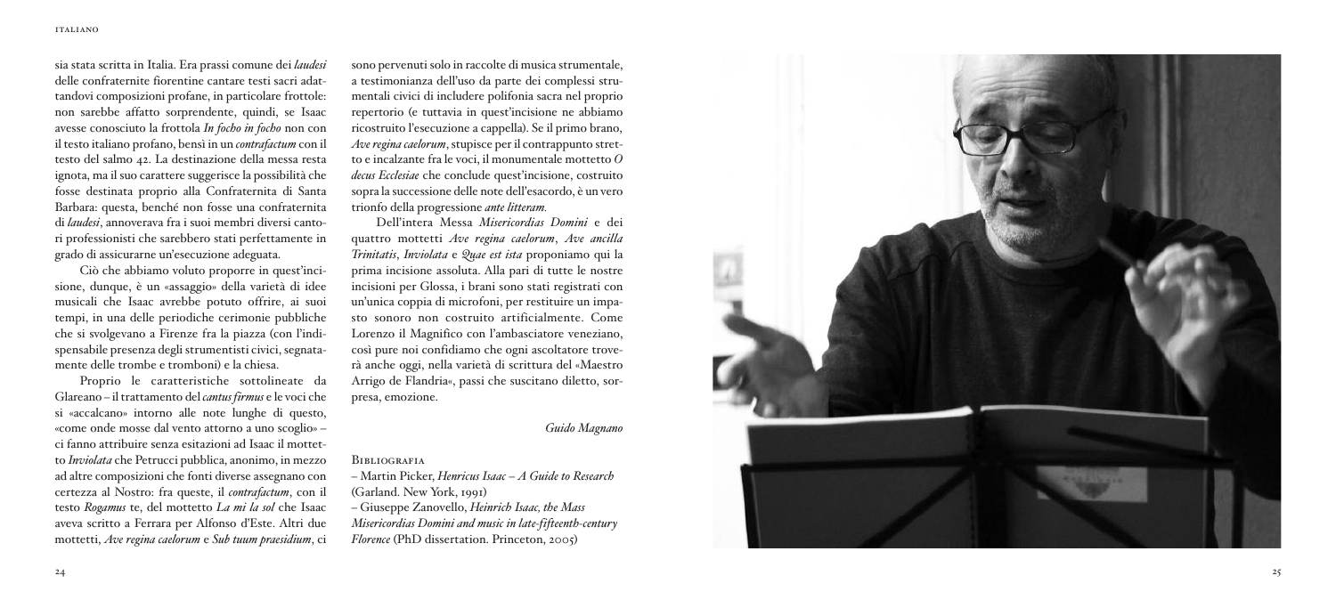sia stata scritta in Italia. Era prassi comune dei *laudesi* delle confraternite fiorentine cantare testi sacri adattandovi composizioni profane, in particolare frottole: non sarebbe affatto sorprendente, quindi, se Isaac avesse conosciuto la frottola *In focho in focho* non con il testo italiano profano, bensì in un *contrafactum* con il testo del salmo 42. La destinazione della messa resta ignota, ma il suo carattere suggerisce la possibilità che fosse destinata proprio alla Confraternita di Santa Barbara: questa, benché non fosse una confraternita di *laudesi*, annoverava fra i suoi membri diversi cantori professionisti che sarebbero stati perfettamente in grado di assicurarne un'esecuzione adeguata.

Ciò che abbiamo voluto proporre in quest'incisione, dunque, è un «assaggio» della varietà di idee musicali che Isaac avrebbe potuto offrire, ai suoi tempi, in una delle periodiche cerimonie pubbliche che si svolgevano a Firenze fra la piazza (con l'indispensabile presenza degli strumentisti civici, segnatamente delle trombe e tromboni) e la chiesa.

Proprio le caratteristiche sottolineate da Glareano – il trattamento del *cantus firmus* e le voci che si «accalcano» intorno alle note lunghe di questo, «come onde mosse dal vento attorno a uno scoglio» – ci fanno attribuire senza esitazioni ad Isaac il mottetto *Inviolata* che Petrucci pubblica, anonimo, in mezzo ad altre composizioni che fonti diverse assegnano con certezza al Nostro: fra queste, il *contrafactum*, con il testo *Rogamus* te, del mottetto *La mi la sol* che Isaac aveva scritto a Ferrara per Alfonso d'Este. Altri due mottetti, *Ave regina caelorum* e *Sub tuum praesidium*, ci sono pervenuti solo in raccolte di musica strumentale, a testimonianza dell'uso da parte dei complessi strumentali civici di includere polifonia sacra nel proprio repertorio (e tuttavia in quest'incisione ne abbiamo ricostruito l'esecuzione a cappella). Se il primo brano, *Ave regina caelorum*, stupisce per il contrappunto stretto e incalzante fra le voci, il monumentale mottetto *O decus Ecclesiae* che conclude quest'incisione, costruito sopra la successione delle note dell'esacordo, è un vero trionfo della progressione *ante litteram.*

Dell'intera Messa *Misericordias Domini* e dei quattro mottetti *Ave regina caelorum*, *Ave ancilla Trinitatis*, *Inviolata* e *Quae est ista* proponiamo qui la prima incisione assoluta. Alla pari di tutte le nostre incisioni per Glossa, i brani sono stati registrati con un'unica coppia di microfoni, per restituire un impasto sonoro non costruito artificialmente. Come Lorenzo il Magnifico con l'ambasciatore veneziano, così pure noi confidiamo che ogni ascoltatore troverà anche oggi, nella varietà di scrittura del «Maestro Arrigo de Flandria», passi che suscitano diletto, sorpresa, emozione.

*Guido Magnano*

Bibliografia

– Martin Picker, *Henricus Isaac – A Guide to Research* (Garland. New York, 1991)
– Giuseppe Zanovello, *Heinrich Isaac, the Mass Misericordias Domini and music in late-fifteenth-century Florence* (PhD dissertation. Princeton, 2005)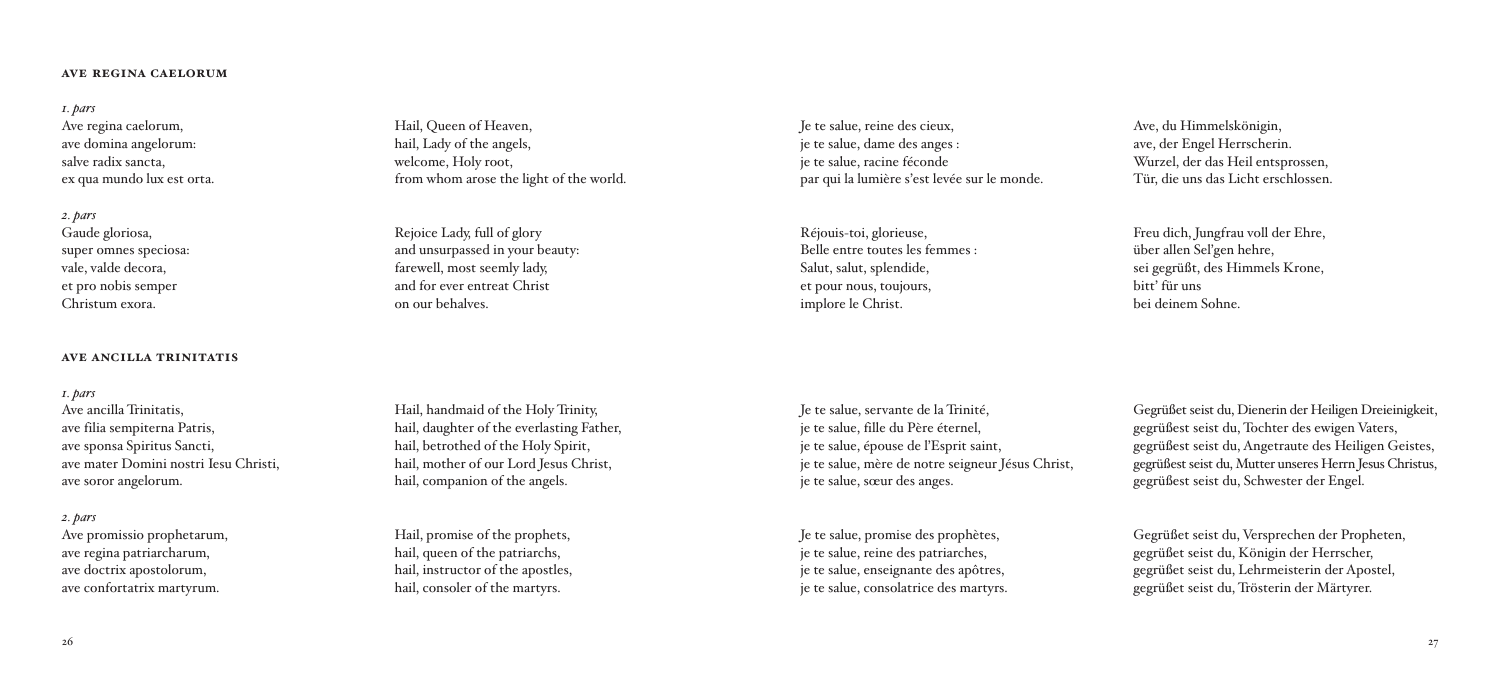### AVE REGINA CAELORUM

*1. pars*
Ave regina caelorum,
ave domina angelorum:
salve radix sancta,
ex qua mundo lux est orta.

*2. pars*
Gaude gloriosa,
super omnes speciosa:
vale, valde decora,
et pro nobis semper
Christum exora.

Hail, Queen of Heaven,
hail, Lady of the angels,
welcome, Holy root,
from whom arose the light of the world.

Rejoice Lady, full of glory
and unsurpassed in your beauty:
farewell, most seemly lady,
and for ever entreat Christ
on our behalves.

Je te salue, reine des cieux,
je te salue, dame des anges :
je te salue, racine féconde
par qui la lumière s'est levée sur le monde.

Réjouis-toi, glorieuse,
Belle entre toutes les femmes :
Salut, salut, splendide,
et pour nous, toujours,
implore le Christ.

Ave, du Himmelskönigin,
ave, der Engel Herrscherin.
Wurzel, der das Heil entsprossen,
Tür, die uns das Licht erschlossen.

Freu dich, Jungfrau voll der Ehre,
über allen Sel'gen hehre,
sei gegrüßt, des Himmels Krone,
bitt' für uns
bei deinem Sohne.

### AVE ANCILLA TRINITATIS

*1. pars*
Ave ancilla Trinitatis,
ave filia sempiterna Patris,
ave sponsa Spiritus Sancti,
ave mater Domini nostri Iesu Christi,
ave soror angelorum.

*2. pars*
Ave promissio prophetarum,
ave regina patriarcharum,
ave doctrix apostolorum,
ave confortatrix martyrum.

Hail, handmaid of the Holy Trinity,
hail, daughter of the everlasting Father,
hail, betrothed of the Holy Spirit,
hail, mother of our Lord Jesus Christ,
hail, companion of the angels.

Hail, promise of the prophets,
hail, queen of the patriarchs,
hail, instructor of the apostles,
hail, consoler of the martyrs.

Je te salue, servante de la Trinité,
je te salue, fille du Père éternel,
je te salue, épouse de l'Esprit saint,
je te salue, mère de notre seigneur Jésus Christ,
je te salue, sœur des anges.

Je te salue, promise des prophètes,
je te salue, reine des patriarches,
je te salue, enseignante des apôtres,
je te salue, consolatrice des martyrs.

Gegrüßet seist du, Dienerin der Heiligen Dreieinigkeit,
gegrüßest seist du, Tochter des ewigen Vaters,
gegrüßest seist du, Angetraute des Heiligen Geistes,
gegrüßest seist du, Mutter unseres Herrn Jesus Christus,
gegrüßest seist du, Schwester der Engel.

Gegrüßet seist du, Versprechen der Propheten,
gegrüßet seist du, Königin der Herrscher,
gegrüßet seist du, Lehrmeisterin der Apostel,
gegrüßet seist du, Trösterin der Märtyrer.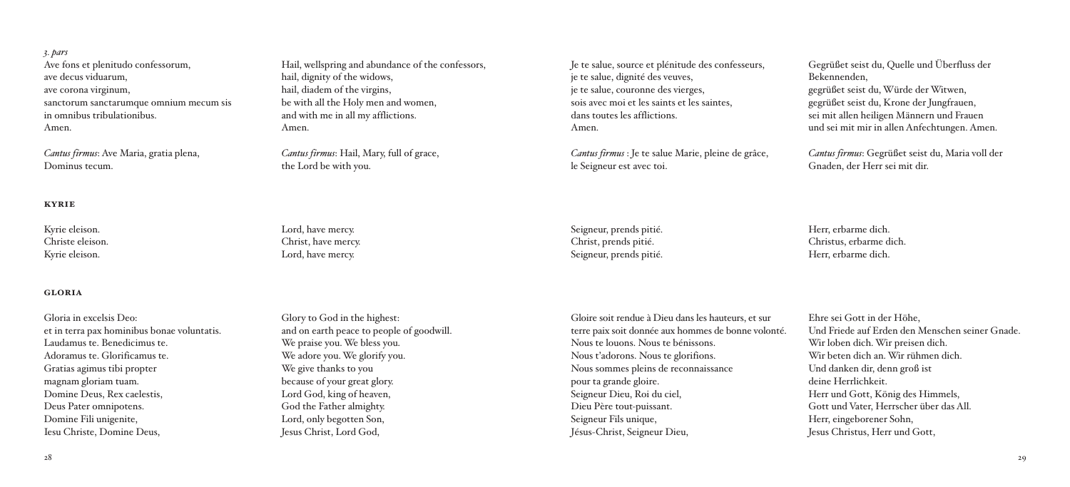*3. pars*
Ave fons et plenitudo confessorum,
ave decus viduarum,
ave corona virginum,
sanctorum sanctarumque omnium mecum sis
in omnibus tribulationibus.
Amen.

*Cantus firmus*: Ave Maria, gratia plena,
Dominus tecum.

Hail, wellspring and abundance of the confessors,
hail, dignity of the widows,
hail, diadem of the virgins,
be with all the Holy men and women,
and with me in all my afflictions.
Amen.

*Cantus firmus*: Hail, Mary, full of grace,
the Lord be with you.

Je te salue, source et plénitude des confesseurs,
je te salue, dignité des veuves,
je te salue, couronne des vierges,
sois avec moi et les saints et les saintes,
dans toutes les afflictions.
Amen.

*Cantus firmus* : Je te salue Marie, pleine de grâce,
le Seigneur est avec toi.

Gegrüßet seist du, Quelle und Überfluss der
Bekennenden,
gegrüßet seist du, Würde der Witwen,
gegrüßet seist du, Krone der Jungfrauen,
sei mit allen heiligen Männern und Frauen
und sei mit mir in allen Anfechtungen. Amen.

*Cantus firmus*: Gegrüßet seist du, Maria voll der
Gnaden, der Herr sei mit dir.

## KYRIE

Kyrie eleison.
Christe eleison.
Kyrie eleison.

Lord, have mercy.
Christ, have mercy.
Lord, have mercy.

Seigneur, prends pitié.
Christ, prends pitié.
Seigneur, prends pitié.

Herr, erbarme dich.
Christus, erbarme dich.
Herr, erbarme dich.

## GLORIA

Gloria in excelsis Deo:
et in terra pax hominibus bonae voluntatis.
Laudamus te. Benedicimus te.
Adoramus te. Glorificamus te.
Gratias agimus tibi propter
magnam gloriam tuam.
Domine Deus, Rex caelestis,
Deus Pater omnipotens.
Domine Fili unigenite,
Iesu Christe, Domine Deus,

Glory to God in the highest:
and on earth peace to people of goodwill.
We praise you. We bless you.
We adore you. We glorify you.
We give thanks to you
because of your great glory.
Lord God, king of heaven,
God the Father almighty.
Lord, only begotten Son,
Jesus Christ, Lord God,

Gloire soit rendue à Dieu dans les hauteurs, et sur
terre paix soit donnée aux hommes de bonne volonté.
Nous te louons. Nous te bénissons.
Nous t'adorons. Nous te glorifions.
Nous sommes pleins de reconnaissance
pour ta grande gloire.
Seigneur Dieu, Roi du ciel,
Dieu Père tout-puissant.
Seigneur Fils unique,
Jésus-Christ, Seigneur Dieu,

Ehre sei Gott in der Höhe,
Und Friede auf Erden den Menschen seiner Gnade.
Wir loben dich. Wir preisen dich.
Wir beten dich an. Wir rühmen dich.
Und danken dir, denn groß ist
deine Herrlichkeit.
Herr und Gott, König des Himmels,
Gott und Vater, Herrscher über das All.
Herr, eingeborener Sohn,
Jesus Christus, Herr und Gott,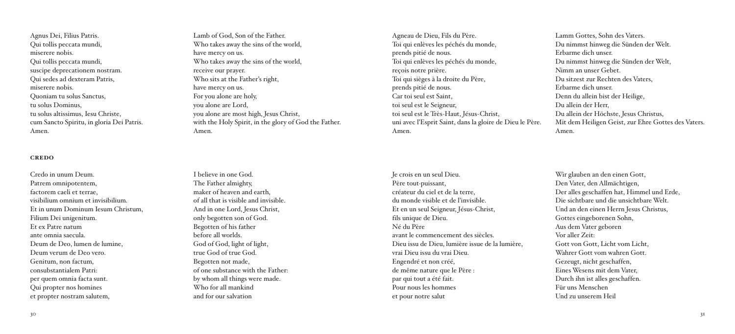Agnus Dei, Filius Patris.
Qui tollis peccata mundi,
miserere nobis.
Qui tollis peccata mundi,
suscipe deprecationem nostram.
Qui sedes ad dexteram Patris,
miserere nobis.
Quoniam tu solus Sanctus,
tu solus Dominus,
tu solus altissimus, Iesu Christe,
cum Sancto Spiritu, in gloria Dei Patris.
Amen.

Lamb of God, Son of the Father.
Who takes away the sins of the world,
have mercy on us.
Who takes away the sins of the world,
receive our prayer.
Who sits at the Father's right,
have mercy on us.
For you alone are holy,
you alone are Lord,
you alone are most high, Jesus Christ,
with the Holy Spirit, in the glory of God the Father.
Amen.

Agneau de Dieu, Fils du Père.
Toi qui enlèves les péchés du monde,
prends pitié de nous.
Toi qui enlèves les péchés du monde,
reçois notre prière.
Toi qui sièges à la droite du Père,
prends pitié de nous.
Car toi seul est Saint,
toi seul est le Seigneur,
toi seul est le Très-Haut, Jésus-Christ,
uni avec l'Esprit Saint, dans la gloire de Dieu le Père.
Amen.

Lamm Gottes, Sohn des Vaters.
Du nimmst hinweg die Sünden der Welt.
Erbarme dich unser.
Du nimmst hinweg die Sünden der Welt,
Nimm an unser Gebet.
Du sitzest zur Rechten des Vaters,
Erbarme dich unser.
Denn du allein bist der Heilige,
Du allein der Herr,
Du allein der Höchste, Jesus Christus,
Mit dem Heiligen Geist, zur Ehre Gottes des Vaters.
Amen.

## CREDO

Credo in unum Deum.
Patrem omnipotentem,
factorem caeli et terrae,
visibilium omnium et invisibilium.
Et in unum Dominum Iesum Christum,
Filium Dei unigenitum.
Et ex Patre natum
ante omnia saecula.
Deum de Deo, lumen de lumine,
Deum verum de Deo vero.
Genitum, non factum,
consubstantialem Patri:
per quem omnia facta sunt.
Qui propter nos homines
et propter nostram salutem,

I believe in one God.
The Father almighty,
maker of heaven and earth,
of all that is visible and invisible.
And in one Lord, Jesus Christ,
only begotten son of God.
Begotten of his father
before all worlds.
God of God, light of light,
true God of true God.
Begotten not made,
of one substance with the Father:
by whom all things were made.
Who for all mankind
and for our salvation

Je crois en un seul Dieu.
Père tout-puissant,
créateur du ciel et de la terre,
du monde visible et de l'invisible.
Et en un seul Seigneur, Jésus-Christ,
fils unique de Dieu.
Né du Père
avant le commencement des siècles.
Dieu issu de Dieu, lumière issue de la lumière,
vrai Dieu issu du vrai Dieu.
Engendré et non créé,
de même nature que le Père :
par qui tout a été fait.
Pour nous les hommes
et pour notre salut

Wir glauben an den einen Gott,
Den Vater, den Allmächtigen,
Der alles geschaffen hat, Himmel und Erde,
Die sichtbare und die unsichtbare Welt.
Und an den einen Herrn Jesus Christus,
Gottes eingeborenen Sohn,
Aus dem Vater geboren
Vor aller Zeit:
Gott von Gott, Licht vom Licht,
Wahrer Gott vom wahren Gott.
Gezeugt, nicht geschaffen,
Eines Wesens mit dem Vater,
Durch ihn ist alles geschaffen.
Für uns Menschen
Und zu unserem Heil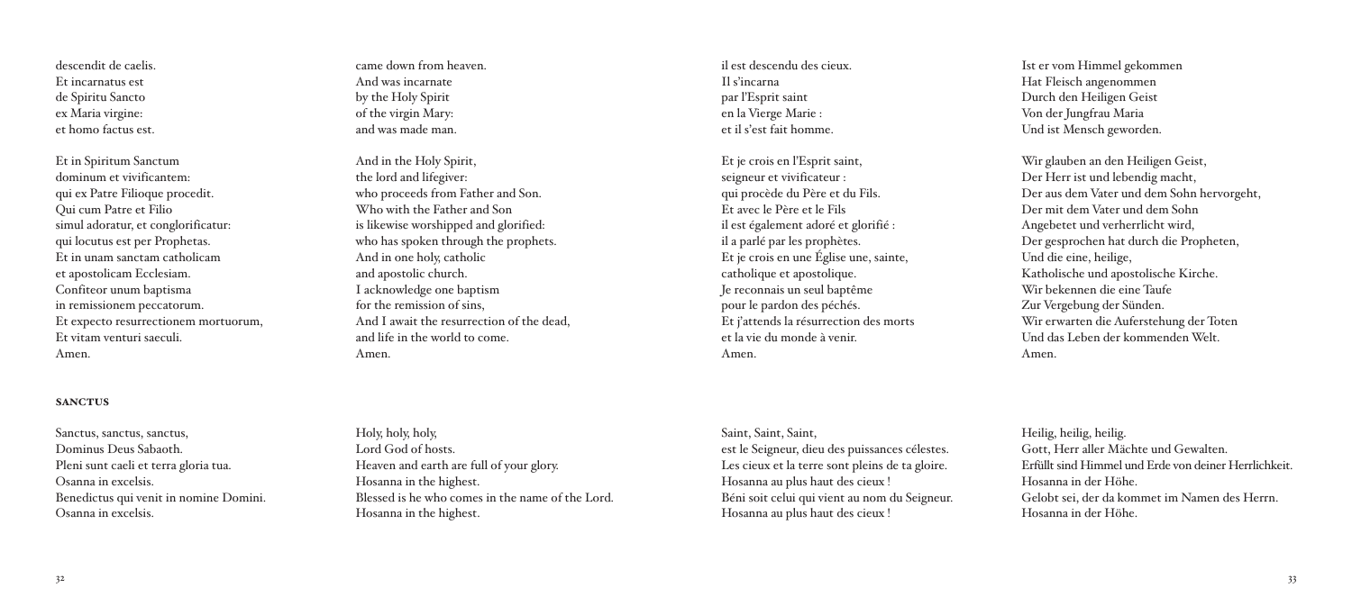descendit de caelis.
Et incarnatus est
de Spiritu Sancto
ex Maria virgine:
et homo factus est.

Et in Spiritum Sanctum
dominum et vivificantem:
qui ex Patre Filioque procedit.
Qui cum Patre et Filio
simul adoratur, et conglorificatur:
qui locutus est per Prophetas.
Et in unam sanctam catholicam
et apostolicam Ecclesiam.
Confiteor unum baptisma
in remissionem peccatorum.
Et expecto resurrectionem mortuorum,
Et vitam venturi saeculi.
Amen.

came down from heaven.
And was incarnate
by the Holy Spirit
of the virgin Mary:
and was made man.

And in the Holy Spirit,
the lord and lifegiver:
who proceeds from Father and Son.
Who with the Father and Son
is likewise worshipped and glorified:
who has spoken through the prophets.
And in one holy, catholic
and apostolic church.
I acknowledge one baptism
for the remission of sins,
And I await the resurrection of the dead,
and life in the world to come.
Amen.

il est descendu des cieux.
Il s'incarna
par l'Esprit saint
en la Vierge Marie :
et il s'est fait homme.

Et je crois en l'Esprit saint,
seigneur et vivificateur :
qui procède du Père et du Fils.
Et avec le Père et le Fils
il est également adoré et glorifié :
il a parlé par les prophètes.
Et je crois en une Église une, sainte,
catholique et apostolique.
Je reconnais un seul baptême
pour le pardon des péchés.
Et j'attends la résurrection des morts
et la vie du monde à venir.
Amen.

Ist er vom Himmel gekommen
Hat Fleisch angenommen
Durch den Heiligen Geist
Von der Jungfrau Maria
Und ist Mensch geworden.

Wir glauben an den Heiligen Geist,
Der Herr ist und lebendig macht,
Der aus dem Vater und dem Sohn hervorgeht,
Der mit dem Vater und dem Sohn
Angebetet und verherrlicht wird,
Der gesprochen hat durch die Propheten,
Und die eine, heilige,
Katholische und apostolische Kirche.
Wir bekennen die eine Taufe
Zur Vergebung der Sünden.
Wir erwarten die Auferstehung der Toten
Und das Leben der kommenden Welt.
Amen.

**SANCTUS**

Sanctus, sanctus, sanctus,
Dominus Deus Sabaoth.
Pleni sunt caeli et terra gloria tua.
Osanna in excelsis.
Benedictus qui venit in nomine Domini.
Osanna in excelsis.

Holy, holy, holy,
Lord God of hosts.
Heaven and earth are full of your glory.
Hosanna in the highest.
Blessed is he who comes in the name of the Lord.
Hosanna in the highest.

Saint, Saint, Saint,
est le Seigneur, dieu des puissances célestes.
Les cieux et la terre sont pleins de ta gloire.
Hosanna au plus haut des cieux !
Béni soit celui qui vient au nom du Seigneur.
Hosanna au plus haut des cieux !

Heilig, heilig, heilig.
Gott, Herr aller Mächte und Gewalten.
Erfüllt sind Himmel und Erde von deiner Herrlichkeit.
Hosanna in der Höhe.
Gelobt sei, der da kommet im Namen des Herrn.
Hosanna in der Höhe.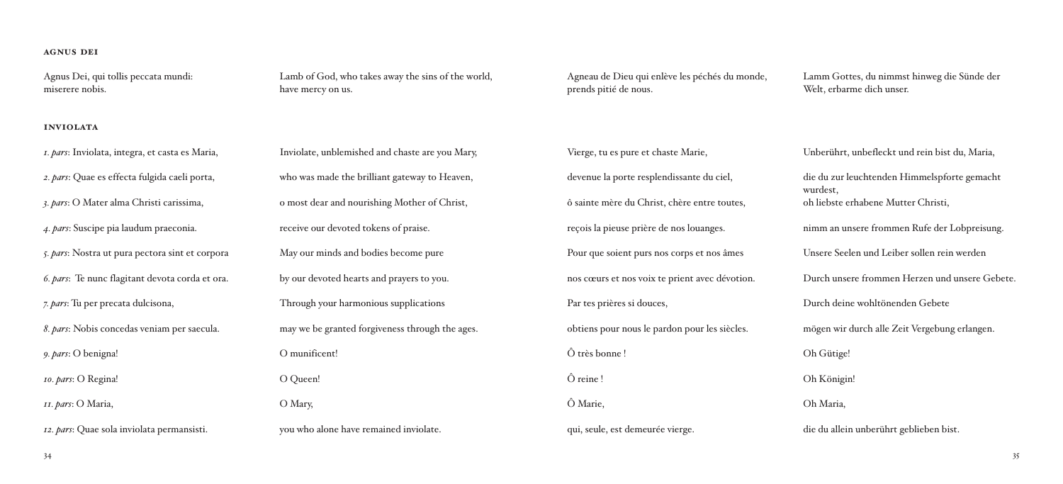### AGNUS DEI

| Latin | English | French | German |
|---|---|---|---|
| Agnus Dei, qui tollis peccata mundi: miserere nobis. | Lamb of God, who takes away the sins of the world, have mercy on us. | Agneau de Dieu qui enlève les péchés du monde, prends pitié de nous. | Lamm Gottes, du nimmst hinweg die Sünde der Welt, erbarme dich unser. |

### INVIOLATA

| Latin | English | French | German |
|---|---|---|---|
| *1. pars*: Inviolata, integra, et casta es Maria, | Inviolate, unblemished and chaste are you Mary, | Vierge, tu es pure et chaste Marie, | Unberührt, unbefleckt und rein bist du, Maria, |
| *2. pars*: Quae es effecta fulgida caeli porta, | who was made the brilliant gateway to Heaven, | devenue la porte resplendissante du ciel, | die du zur leuchtenden Himmelspforte gemacht wurdest, |
| *3. pars*: O Mater alma Christi carissima, | o most dear and nourishing Mother of Christ, | ô sainte mère du Christ, chère entre toutes, | oh liebste erhabene Mutter Christi, |
| *4. pars*: Suscipe pia laudum praeconia. | receive our devoted tokens of praise. | reçois la pieuse prière de nos louanges. | nimm an unsere frommen Rufe der Lobpreisung. |
| *5. pars*: Nostra ut pura pectora sint et corpora | May our minds and bodies become pure | Pour que soient purs nos corps et nos âmes | Unsere Seelen und Leiber sollen rein werden |
| *6. pars*: Te nunc flagitant devota corda et ora. | by our devoted hearts and prayers to you. | nos cœurs et nos voix te prient avec dévotion. | Durch unsere frommen Herzen und unsere Gebete. |
| *7. pars*: Tu per precata dulcisona, | Through your harmonious supplications | Par tes prières si douces, | Durch deine wohltönenden Gebete |
| *8. pars*: Nobis concedas veniam per saecula. | may we be granted forgiveness through the ages. | obtiens pour nous le pardon pour les siècles. | mögen wir durch alle Zeit Vergebung erlangen. |
| *9. pars*: O benigna! | O munificent! | Ô très bonne ! | Oh Gütige! |
| *10. pars*: O Regina! | O Queen! | Ô reine ! | Oh Königin! |
| *11. pars*: O Maria, | O Mary, | Ô Marie, | Oh Maria, |
| *12. pars*: Quae sola inviolata permansisti. | you who alone have remained inviolate. | qui, seule, est demeurée vierge. | die du allein unberührt geblieben bist. |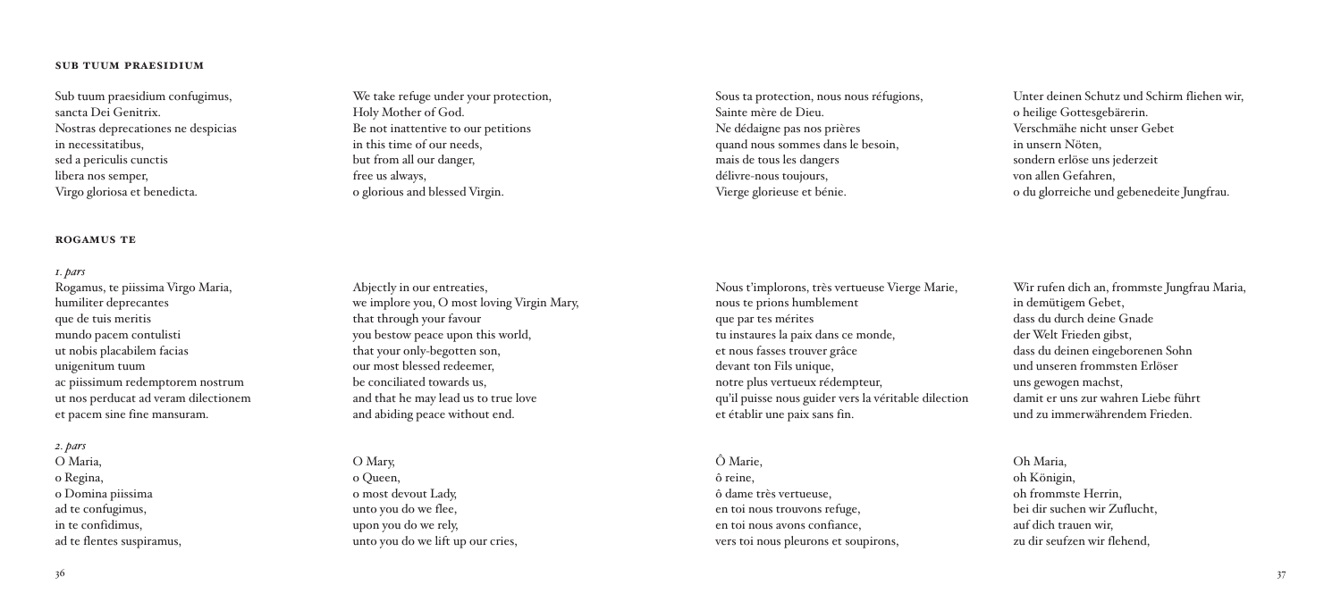### SUB TUUM PRAESIDIUM

Sub tuum praesidium confugimus,
sancta Dei Genitrix.
Nostras deprecationes ne despicias
in necessitatibus,
sed a periculis cunctis
libera nos semper,
Virgo gloriosa et benedicta.

We take refuge under your protection,
Holy Mother of God.
Be not inattentive to our petitions
in this time of our needs,
but from all our danger,
free us always,
o glorious and blessed Virgin.

Sous ta protection, nous nous réfugions,
Sainte mère de Dieu.
Ne dédaigne pas nos prières
quand nous sommes dans le besoin,
mais de tous les dangers
délivre-nous toujours,
Vierge glorieuse et bénie.

Unter deinen Schutz und Schirm fliehen wir,
o heilige Gottesgebärerin.
Verschmähe nicht unser Gebet
in unsern Nöten,
sondern erlöse uns jederzeit
von allen Gefahren,
o du glorreiche und gebenedeite Jungfrau.

### ROGAMUS TE

*1. pars*

Rogamus, te piissima Virgo Maria,
humiliter deprecantes
que de tuis meritis
mundo pacem contulisti
ut nobis placabilem facias
unigenitum tuum
ac piissimum redemptorem nostrum
ut nos perducat ad veram dilectionem
et pacem sine fine mansuram.

Abjectly in our entreaties,
we implore you, O most loving Virgin Mary,
that through your favour
you bestow peace upon this world,
that your only-begotten son,
our most blessed redeemer,
be conciliated towards us,
and that he may lead us to true love
and abiding peace without end.

Nous t'implorons, très vertueuse Vierge Marie,
nous te prions humblement
que par tes mérites
tu instaures la paix dans ce monde,
et nous fasses trouver grâce
devant ton Fils unique,
notre plus vertueux rédempteur,
qu'il puisse nous guider vers la véritable dilection
et établir une paix sans fin.

Wir rufen dich an, frommste Jungfrau Maria,
in demütigem Gebet,
dass du durch deine Gnade
der Welt Frieden gibst,
dass du deinen eingeborenen Sohn
und unseren frommsten Erlöser
uns gewogen machst,
damit er uns zur wahren Liebe führt
und zu immerwährendem Frieden.

*2. pars*

O Maria,
o Regina,
o Domina piissima
ad te confugimus,
in te confidimus,
ad te flentes suspiramus,

O Mary,
o Queen,
o most devout Lady,
unto you do we flee,
upon you do we rely,
unto you do we lift up our cries,

Ô Marie,
ô reine,
ô dame très vertueuse,
en toi nous trouvons refuge,
en toi nous avons confiance,
vers toi nous pleurons et soupirons,

Oh Maria,
oh Königin,
oh frommste Herrin,
bei dir suchen wir Zuflucht,
auf dich trauen wir,
zu dir seufzen wir flehend,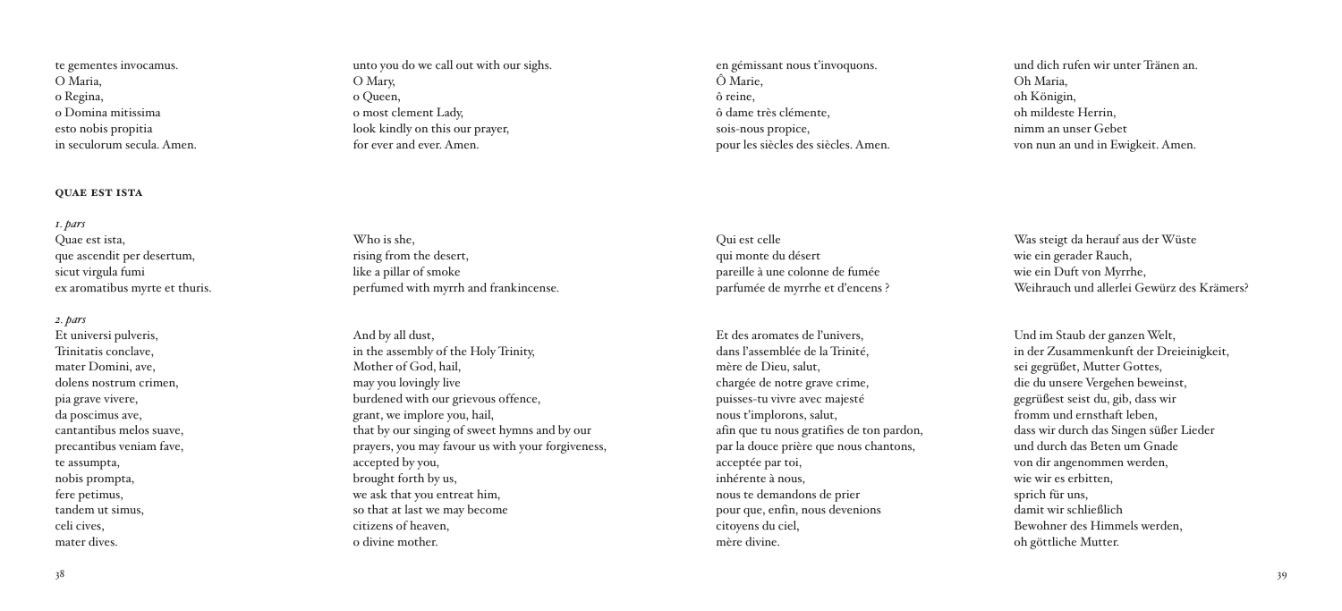te gementes invocamus.
O Maria,
o Regina,
o Domina mitissima
esto nobis propitia
in seculorum secula. Amen.

unto you do we call out with our sighs.
O Mary,
o Queen,
o most clement Lady,
look kindly on this our prayer,
for ever and ever. Amen.

en gémissant nous t'invoquons.
Ô Marie,
ô reine,
ô dame très clémente,
sois-nous propice,
pour les siècles des siècles. Amen.

und dich rufen wir unter Tränen an.
Oh Maria,
oh Königin,
oh mildeste Herrin,
nimm an unser Gebet
von nun an und in Ewigkeit. Amen.

**QUAE EST ISTA**

*1. pars*
Quae est ista,
que ascendit per desertum,
sicut virgula fumi
ex aromatibus myrte et thuris.

Who is she,
rising from the desert,
like a pillar of smoke
perfumed with myrrh and frankincense.

Qui est celle
qui monte du désert
pareille à une colonne de fumée
parfumée de myrrhe et d'encens ?

Was steigt da herauf aus der Wüste
wie ein gerader Rauch,
wie ein Duft von Myrrhe,
Weihrauch und allerlei Gewürz des Krämers?

*2. pars*
Et universi pulveris,
Trinitatis conclave,
mater Domini, ave,
dolens nostrum crimen,
pia grave vivere,
da poscimus ave,
cantantibus melos suave,
precantibus veniam fave,
te assumpta,
nobis prompta,
fere petimus,
tandem ut simus,
celi cives,
mater dives.

And by all dust,
in the assembly of the Holy Trinity,
Mother of God, hail,
may you lovingly live
burdened with our grievous offence,
grant, we implore you, hail,
that by our singing of sweet hymns and by our
prayers, you may favour us with your forgiveness,
accepted by you,
brought forth by us,
we ask that you entreat him,
so that at last we may become
citizens of heaven,
o divine mother.

Et des aromates de l'univers,
dans l'assemblée de la Trinité,
mère de Dieu, salut,
chargée de notre grave crime,
puisses-tu vivre avec majesté
nous t'implorons, salut,
afin que tu nous gratifies de ton pardon,
par la douce prière que nous chantons,
acceptée par toi,
inhérente à nous,
nous te demandons de prier
pour que, enfin, nous devenions
citoyens du ciel,
mère divine.

Und im Staub der ganzen Welt,
in der Zusammenkunft der Dreieinigkeit,
sei gegrüßet, Mutter Gottes,
die du unsere Vergehen beweinst,
gegrüßest seist du, gib, dass wir
fromm und ernsthaft leben,
dass wir durch das Singen süßer Lieder
und durch das Beten um Gnade
von dir angenommen werden,
wie wir es erbitten,
sprich für uns,
damit wir schließlich
Bewohner des Himmels werden,
oh göttliche Mutter.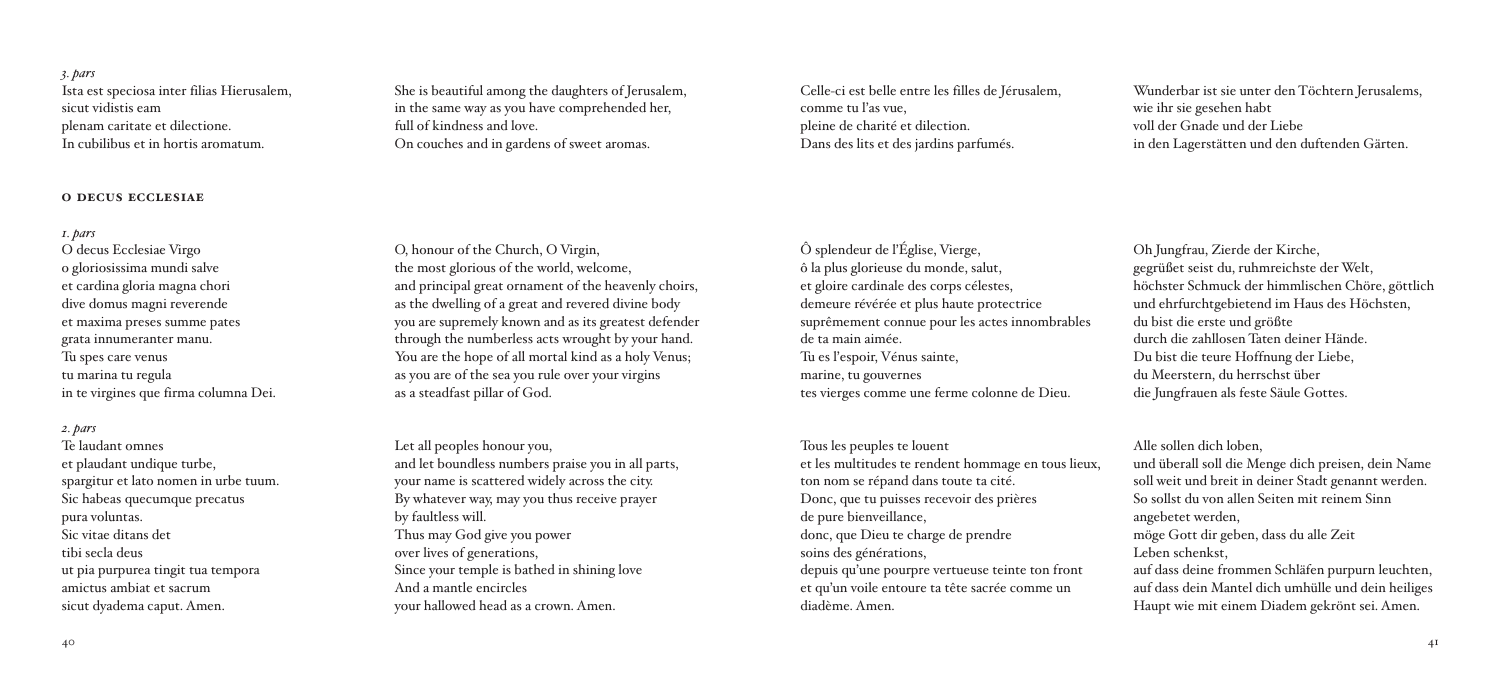*3. pars*

Ista est speciosa inter filias Hierusalem,
sicut vidistis eam
plenam caritate et dilectione.
In cubilibus et in hortis aromatum.

She is beautiful among the daughters of Jerusalem,
in the same way as you have comprehended her,
full of kindness and love.
On couches and in gardens of sweet aromas.

Celle-ci est belle entre les filles de Jérusalem,
comme tu l'as vue,
pleine de charité et dilection.
Dans des lits et des jardins parfumés.

Wunderbar ist sie unter den Töchtern Jerusalems,
wie ihr sie gesehen habt
voll der Gnade und der Liebe
in den Lagerstätten und den duftenden Gärten.

**O DECUS ECCLESIAE**

*1. pars*

O decus Ecclesiae Virgo
o gloriosissima mundi salve
et cardina gloria magna chori
dive domus magni reverende
et maxima preses summe pates
grata innumeranter manu.
Tu spes care venus
tu marina tu regula
in te virgines que firma columna Dei.

O, honour of the Church, O Virgin,
the most glorious of the world, welcome,
and principal great ornament of the heavenly choirs,
as the dwelling of a great and revered divine body
you are supremely known and as its greatest defender
through the numberless acts wrought by your hand.
You are the hope of all mortal kind as a holy Venus;
as you are of the sea you rule over your virgins
as a steadfast pillar of God.

Ô splendeur de l'Église, Vierge,
ô la plus glorieuse du monde, salut,
et gloire cardinale des corps célestes,
demeure révérée et plus haute protectrice
suprêmement connue pour les actes innombrables
de ta main aimée.
Tu es l'espoir, Vénus sainte,
marine, tu gouvernes
tes vierges comme une ferme colonne de Dieu.

Oh Jungfrau, Zierde der Kirche,
gegrüßet seist du, ruhmreichste der Welt,
höchster Schmuck der himmlischen Chöre, göttlich
und ehrfurchtgebietend im Haus des Höchsten,
du bist die erste und größte
durch die zahllosen Taten deiner Hände.
Du bist die teure Hoffnung der Liebe,
du Meerstern, du herrschst über
die Jungfrauen als feste Säule Gottes.

*2. pars*

Te laudant omnes
et plaudant undique turbe,
spargitur et lato nomen in urbe tuum.
Sic habeas quecumque precatus
pura voluntas.
Sic vitae ditans det
tibi secla deus
ut pia purpurea tingit tua tempora
amictus ambiat et sacrum
sicut dyadema caput. Amen.

Let all peoples honour you,
and let boundless numbers praise you in all parts,
your name is scattered widely across the city.
By whatever way, may you thus receive prayer
by faultless will.
Thus may God give you power
over lives of generations,
Since your temple is bathed in shining love
And a mantle encircles
your hallowed head as a crown. Amen.

Tous les peuples te louent
et les multitudes te rendent hommage en tous lieux,
ton nom se répand dans toute ta cité.
Donc, que tu puisses recevoir des prières
de pure bienveillance,
donc, que Dieu te charge de prendre
soins des générations,
depuis qu'une pourpre vertueuse teinte ton front
et qu'un voile entoure ta tête sacrée comme un
diadème. Amen.

Alle sollen dich loben,
und überall soll die Menge dich preisen, dein Name
soll weit und breit in deiner Stadt genannt werden.
So sollst du von allen Seiten mit reinem Sinn
angebetet werden,
möge Gott dir geben, dass du alle Zeit
Leben schenkst,
auf dass deine frommen Schläfen purpurn leuchten,
auf dass dein Mantel dich umhülle und dein heiliges
Haupt wie mit einem Diadem gekrönt sei. Amen.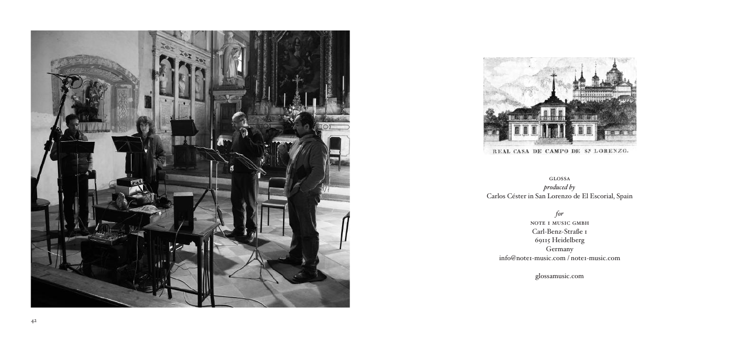REAL CASA DE CAMPO DE Sn LORENZO.

GLOSSA

*produced by*

Carlos Céster in San Lorenzo de El Escorial, Spain

*for*

NOTE 1 MUSIC GMBH

Carl-Benz-Straße 1

69115 Heidelberg

Germany

info@note1-music.com / note1-music.com

glossamusic.com